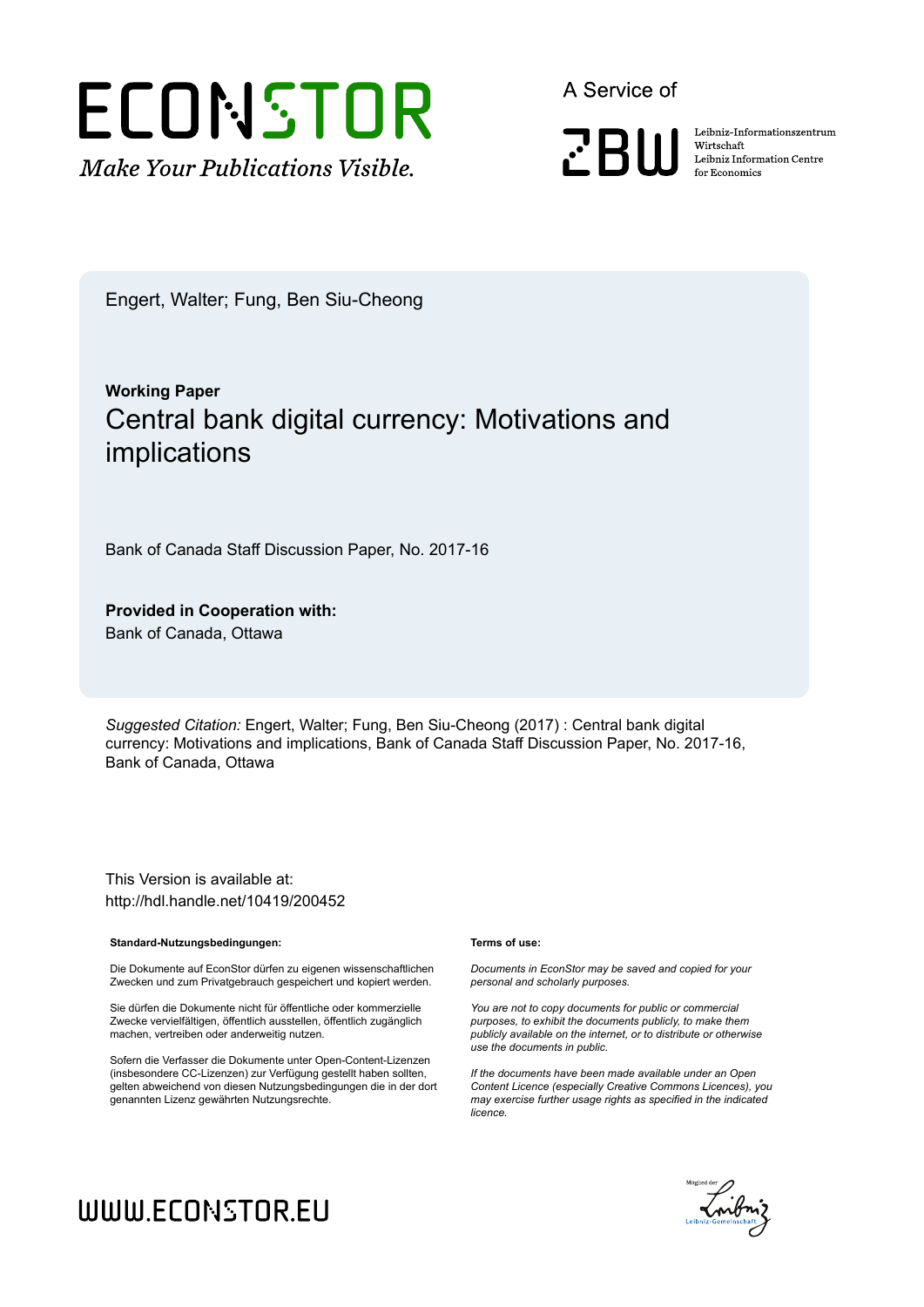ECONSTOR

*Make Your Publications Visible.*

A Service of

ZBW

Leibniz-Informationszentrum Wirtschaft
Leibniz Information Centre for Economics

Engert, Walter; Fung, Ben Siu-Cheong

**Working Paper**

# Central bank digital currency: Motivations and implications

Bank of Canada Staff Discussion Paper, No. 2017-16

**Provided in Cooperation with:**
Bank of Canada, Ottawa

*Suggested Citation:* Engert, Walter; Fung, Ben Siu-Cheong (2017) : Central bank digital currency: Motivations and implications, Bank of Canada Staff Discussion Paper, No. 2017-16, Bank of Canada, Ottawa

This Version is available at:
http://hdl.handle.net/10419/200452

**Standard-Nutzungsbedingungen:**

Die Dokumente auf EconStor dürfen zu eigenen wissenschaftlichen Zwecken und zum Privatgebrauch gespeichert und kopiert werden.

Sie dürfen die Dokumente nicht für öffentliche oder kommerzielle Zwecke vervielfältigen, öffentlich ausstellen, öffentlich zugänglich machen, vertreiben oder anderweitig nutzen.

Sofern die Verfasser die Dokumente unter Open-Content-Lizenzen (insbesondere CC-Lizenzen) zur Verfügung gestellt haben sollten, gelten abweichend von diesen Nutzungsbedingungen die in der dort genannten Lizenz gewährten Nutzungsrechte.

**Terms of use:**

*Documents in EconStor may be saved and copied for your personal and scholarly purposes.*

*You are not to copy documents for public or commercial purposes, to exhibit the documents publicly, to make them publicly available on the internet, or to distribute or otherwise use the documents in public.*

*If the documents have been made available under an Open Content Licence (especially Creative Commons Licences), you may exercise further usage rights as specified in the indicated licence.*

WWW.ECONSTOR.EU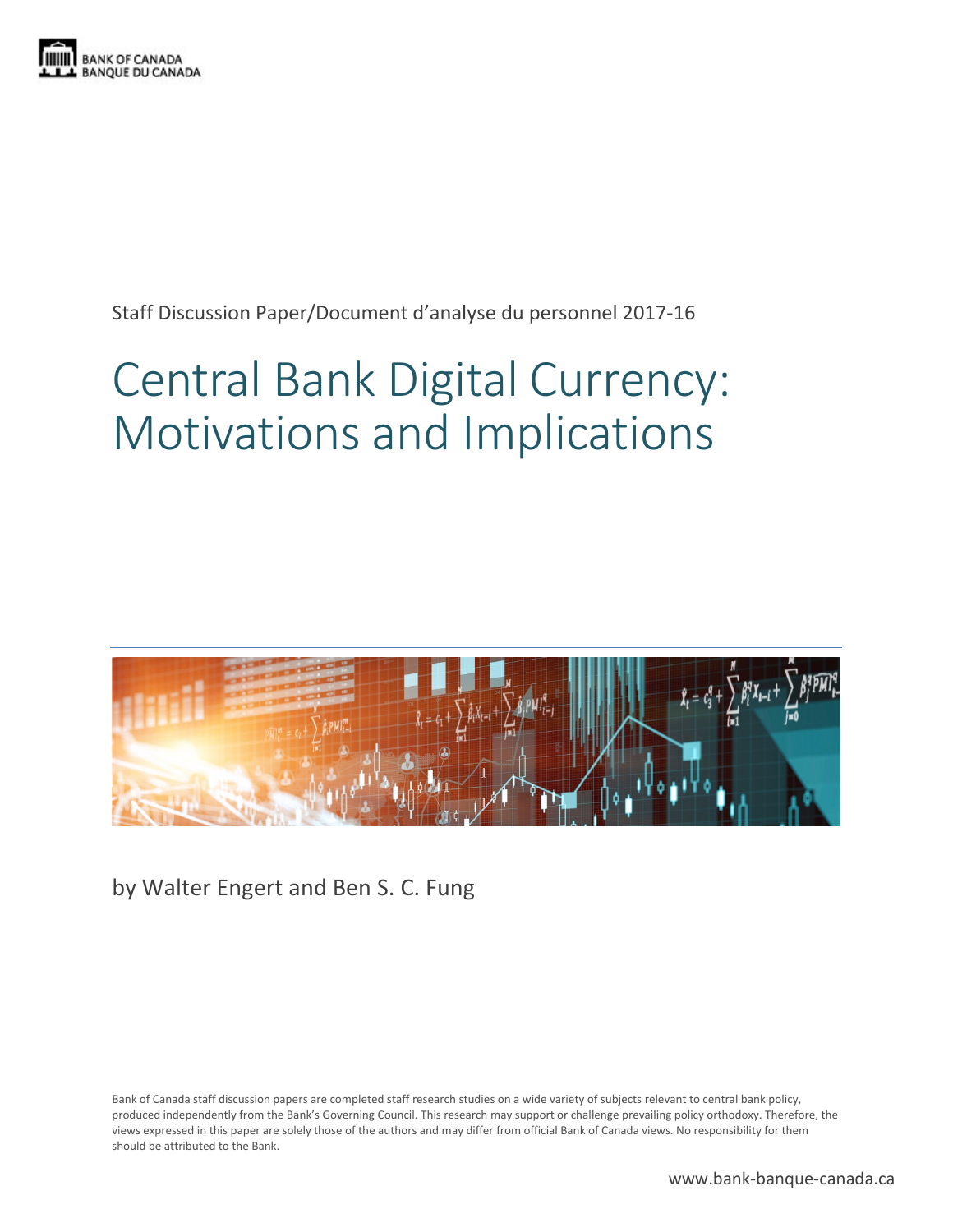BANK OF CANADA
BANQUE DU CANADA

Staff Discussion Paper/Document d'analyse du personnel 2017-16

# Central Bank Digital Currency: Motivations and Implications

by Walter Engert and Ben S. C. Fung

Bank of Canada staff discussion papers are completed staff research studies on a wide variety of subjects relevant to central bank policy, produced independently from the Bank's Governing Council. This research may support or challenge prevailing policy orthodoxy. Therefore, the views expressed in this paper are solely those of the authors and may differ from official Bank of Canada views. No responsibility for them should be attributed to the Bank.

www.bank-banque-canada.ca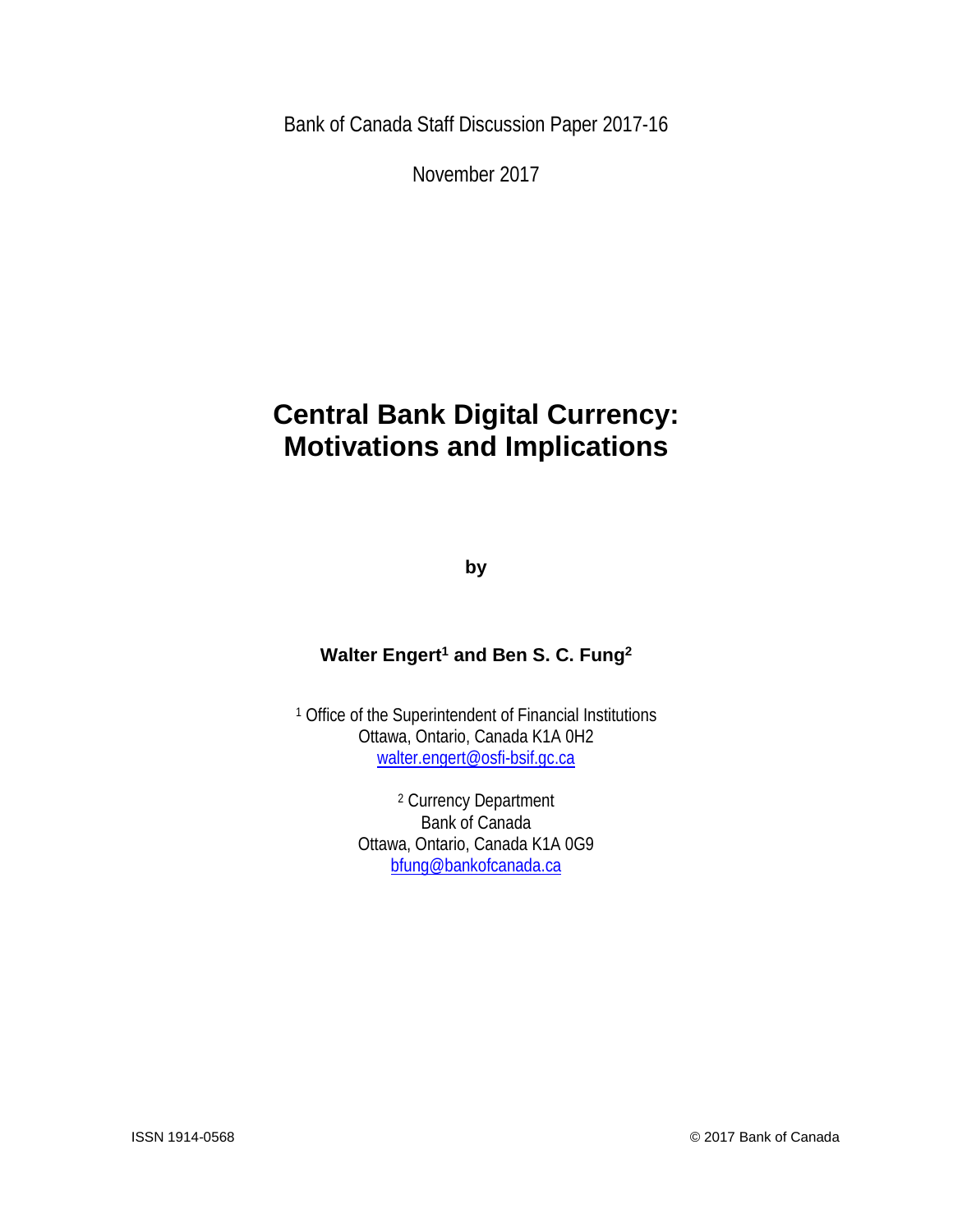Bank of Canada Staff Discussion Paper 2017-16

November 2017

# Central Bank Digital Currency: Motivations and Implications

**by**

**Walter Engert[1] and Ben S. C. Fung[2]**

[1] Office of the Superintendent of Financial Institutions
Ottawa, Ontario, Canada K1A 0H2
walter.engert@osfi-bsif.gc.ca

[2] Currency Department
Bank of Canada
Ottawa, Ontario, Canada K1A 0G9
bfung@bankofcanada.ca

ISSN 1914-0568 © 2017 Bank of Canada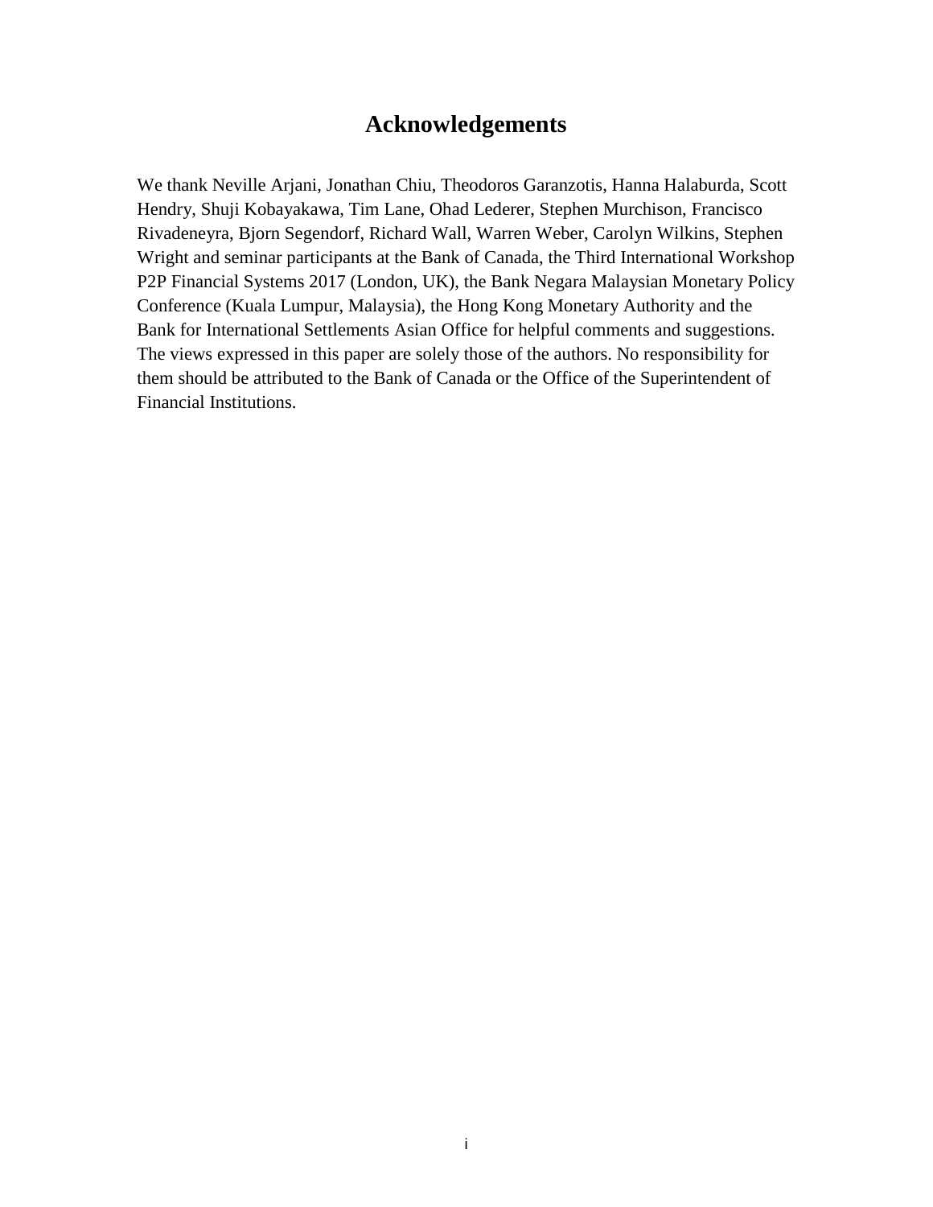# Acknowledgements

We thank Neville Arjani, Jonathan Chiu, Theodoros Garanzotis, Hanna Halaburda, Scott Hendry, Shuji Kobayakawa, Tim Lane, Ohad Lederer, Stephen Murchison, Francisco Rivadeneyra, Bjorn Segendorf, Richard Wall, Warren Weber, Carolyn Wilkins, Stephen Wright and seminar participants at the Bank of Canada, the Third International Workshop P2P Financial Systems 2017 (London, UK), the Bank Negara Malaysian Monetary Policy Conference (Kuala Lumpur, Malaysia), the Hong Kong Monetary Authority and the Bank for International Settlements Asian Office for helpful comments and suggestions. The views expressed in this paper are solely those of the authors. No responsibility for them should be attributed to the Bank of Canada or the Office of the Superintendent of Financial Institutions.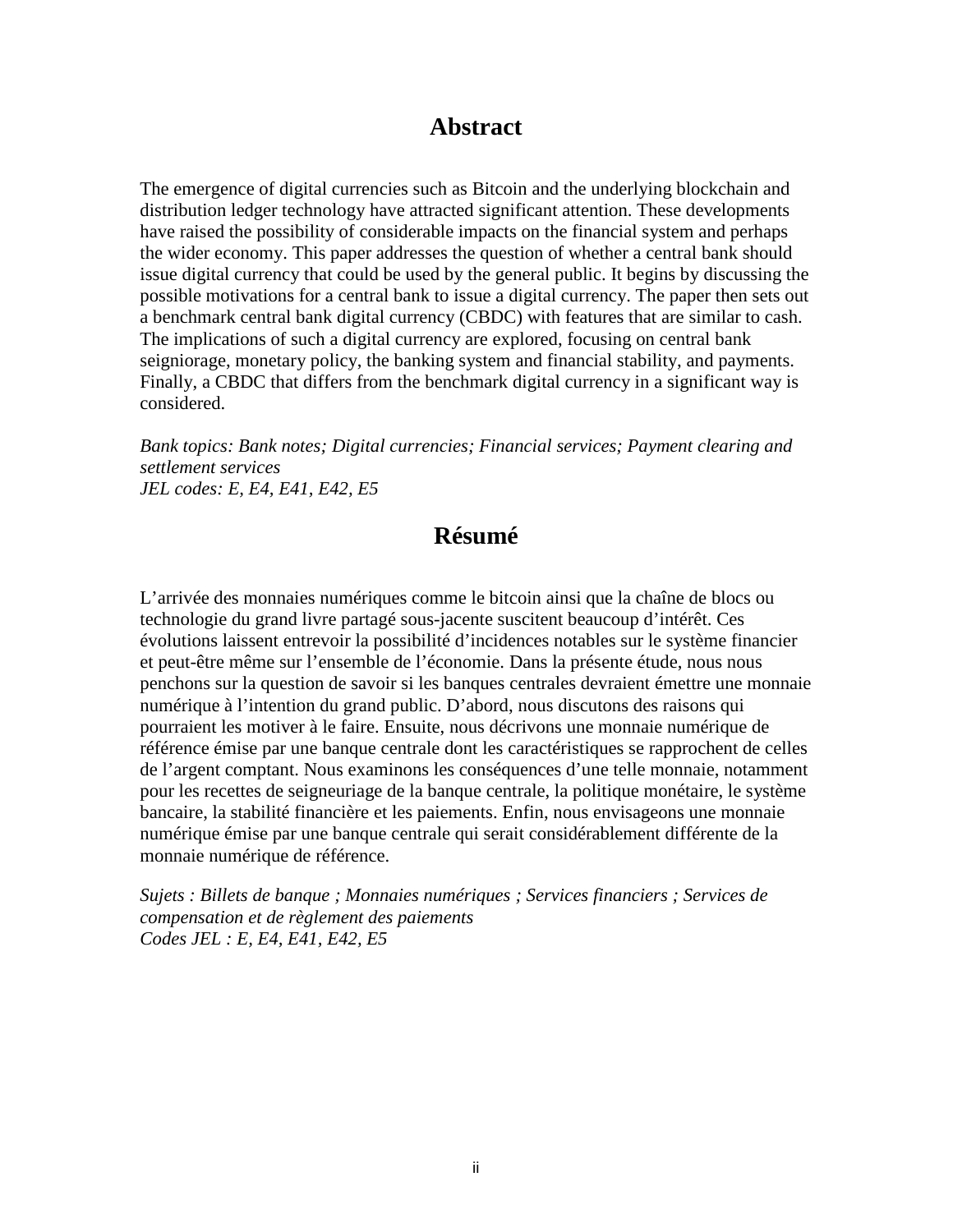## Abstract

The emergence of digital currencies such as Bitcoin and the underlying blockchain and distribution ledger technology have attracted significant attention. These developments have raised the possibility of considerable impacts on the financial system and perhaps the wider economy. This paper addresses the question of whether a central bank should issue digital currency that could be used by the general public. It begins by discussing the possible motivations for a central bank to issue a digital currency. The paper then sets out a benchmark central bank digital currency (CBDC) with features that are similar to cash. The implications of such a digital currency are explored, focusing on central bank seigniorage, monetary policy, the banking system and financial stability, and payments. Finally, a CBDC that differs from the benchmark digital currency in a significant way is considered.

*Bank topics: Bank notes; Digital currencies; Financial services; Payment clearing and settlement services*
*JEL codes: E, E4, E41, E42, E5*

## Résumé

L'arrivée des monnaies numériques comme le bitcoin ainsi que la chaîne de blocs ou technologie du grand livre partagé sous-jacente suscitent beaucoup d'intérêt. Ces évolutions laissent entrevoir la possibilité d'incidences notables sur le système financier et peut-être même sur l'ensemble de l'économie. Dans la présente étude, nous nous penchons sur la question de savoir si les banques centrales devraient émettre une monnaie numérique à l'intention du grand public. D'abord, nous discutons des raisons qui pourraient les motiver à le faire. Ensuite, nous décrivons une monnaie numérique de référence émise par une banque centrale dont les caractéristiques se rapprochent de celles de l'argent comptant. Nous examinons les conséquences d'une telle monnaie, notamment pour les recettes de seigneuriage de la banque centrale, la politique monétaire, le système bancaire, la stabilité financière et les paiements. Enfin, nous envisageons une monnaie numérique émise par une banque centrale qui serait considérablement différente de la monnaie numérique de référence.

*Sujets : Billets de banque ; Monnaies numériques ; Services financiers ; Services de compensation et de règlement des paiements*
*Codes JEL : E, E4, E41, E42, E5*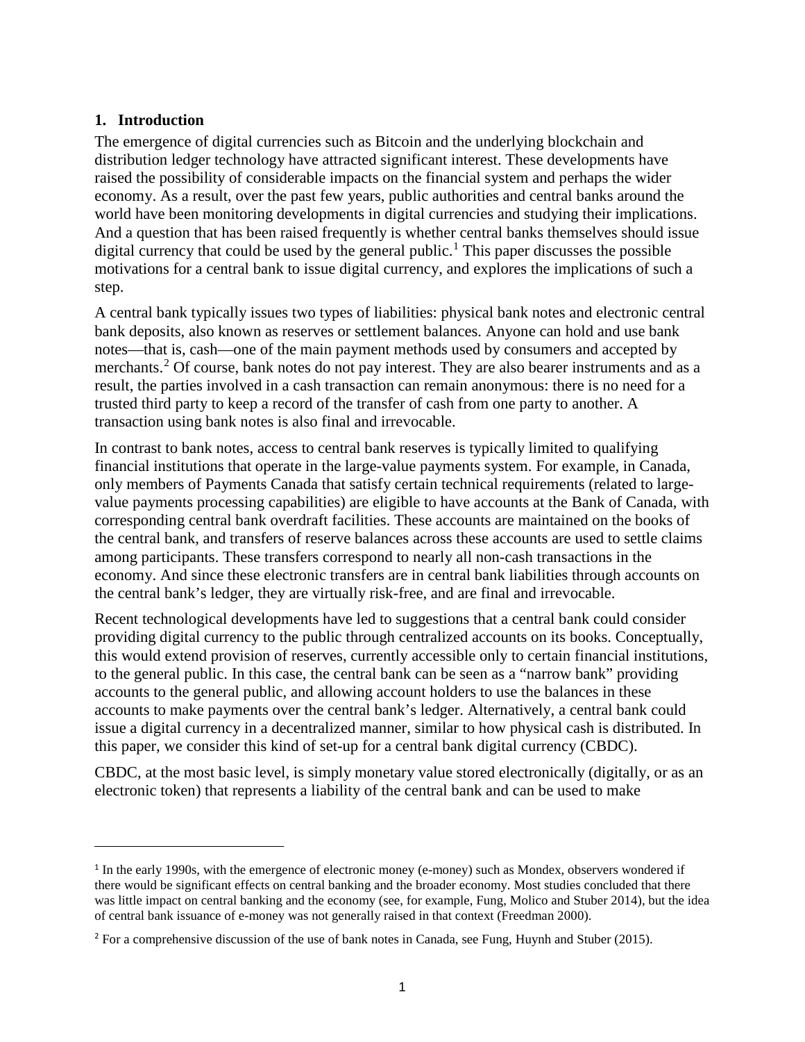## 1. Introduction

The emergence of digital currencies such as Bitcoin and the underlying blockchain and distribution ledger technology have attracted significant interest. These developments have raised the possibility of considerable impacts on the financial system and perhaps the wider economy. As a result, over the past few years, public authorities and central banks around the world have been monitoring developments in digital currencies and studying their implications. And a question that has been raised frequently is whether central banks themselves should issue digital currency that could be used by the general public.[1] This paper discusses the possible motivations for a central bank to issue digital currency, and explores the implications of such a step.

A central bank typically issues two types of liabilities: physical bank notes and electronic central bank deposits, also known as reserves or settlement balances. Anyone can hold and use bank notes—that is, cash—one of the main payment methods used by consumers and accepted by merchants.[2] Of course, bank notes do not pay interest. They are also bearer instruments and as a result, the parties involved in a cash transaction can remain anonymous: there is no need for a trusted third party to keep a record of the transfer of cash from one party to another. A transaction using bank notes is also final and irrevocable.

In contrast to bank notes, access to central bank reserves is typically limited to qualifying financial institutions that operate in the large-value payments system. For example, in Canada, only members of Payments Canada that satisfy certain technical requirements (related to large-value payments processing capabilities) are eligible to have accounts at the Bank of Canada, with corresponding central bank overdraft facilities. These accounts are maintained on the books of the central bank, and transfers of reserve balances across these accounts are used to settle claims among participants. These transfers correspond to nearly all non-cash transactions in the economy. And since these electronic transfers are in central bank liabilities through accounts on the central bank's ledger, they are virtually risk-free, and are final and irrevocable.

Recent technological developments have led to suggestions that a central bank could consider providing digital currency to the public through centralized accounts on its books. Conceptually, this would extend provision of reserves, currently accessible only to certain financial institutions, to the general public. In this case, the central bank can be seen as a "narrow bank" providing accounts to the general public, and allowing account holders to use the balances in these accounts to make payments over the central bank's ledger. Alternatively, a central bank could issue a digital currency in a decentralized manner, similar to how physical cash is distributed. In this paper, we consider this kind of set-up for a central bank digital currency (CBDC).

CBDC, at the most basic level, is simply monetary value stored electronically (digitally, or as an electronic token) that represents a liability of the central bank and can be used to make

---

[1] In the early 1990s, with the emergence of electronic money (e-money) such as Mondex, observers wondered if there would be significant effects on central banking and the broader economy. Most studies concluded that there was little impact on central banking and the economy (see, for example, Fung, Molico and Stuber 2014), but the idea of central bank issuance of e-money was not generally raised in that context (Freedman 2000).

[2] For a comprehensive discussion of the use of bank notes in Canada, see Fung, Huynh and Stuber (2015).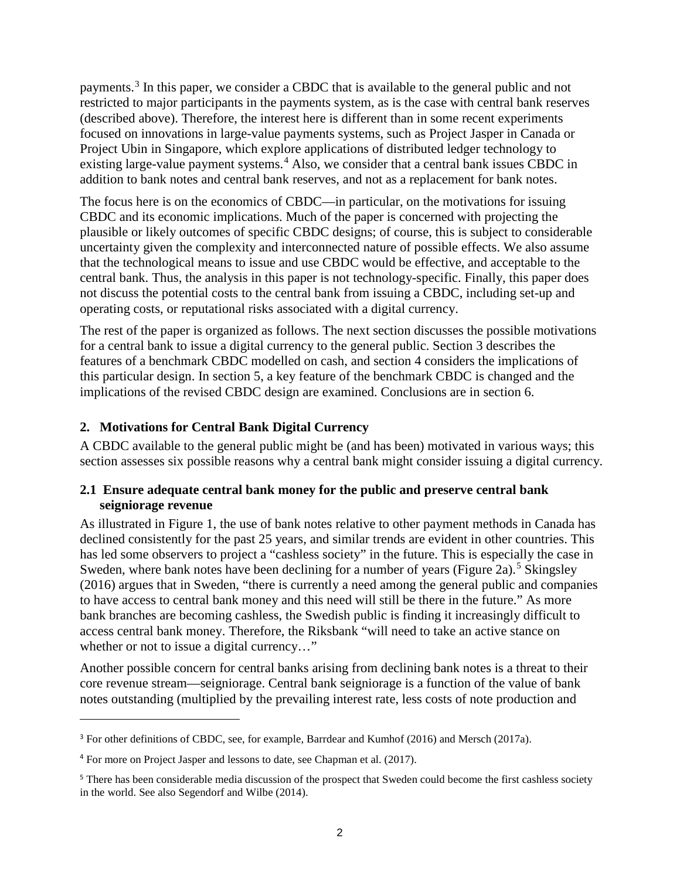payments.[3] In this paper, we consider a CBDC that is available to the general public and not restricted to major participants in the payments system, as is the case with central bank reserves (described above). Therefore, the interest here is different than in some recent experiments focused on innovations in large-value payments systems, such as Project Jasper in Canada or Project Ubin in Singapore, which explore applications of distributed ledger technology to existing large-value payment systems.[4] Also, we consider that a central bank issues CBDC in addition to bank notes and central bank reserves, and not as a replacement for bank notes.

The focus here is on the economics of CBDC—in particular, on the motivations for issuing CBDC and its economic implications. Much of the paper is concerned with projecting the plausible or likely outcomes of specific CBDC designs; of course, this is subject to considerable uncertainty given the complexity and interconnected nature of possible effects. We also assume that the technological means to issue and use CBDC would be effective, and acceptable to the central bank. Thus, the analysis in this paper is not technology-specific. Finally, this paper does not discuss the potential costs to the central bank from issuing a CBDC, including set-up and operating costs, or reputational risks associated with a digital currency.

The rest of the paper is organized as follows. The next section discusses the possible motivations for a central bank to issue a digital currency to the general public. Section 3 describes the features of a benchmark CBDC modelled on cash, and section 4 considers the implications of this particular design. In section 5, a key feature of the benchmark CBDC is changed and the implications of the revised CBDC design are examined. Conclusions are in section 6.

## 2. Motivations for Central Bank Digital Currency

A CBDC available to the general public might be (and has been) motivated in various ways; this section assesses six possible reasons why a central bank might consider issuing a digital currency.

### 2.1 Ensure adequate central bank money for the public and preserve central bank seigniorage revenue

As illustrated in Figure 1, the use of bank notes relative to other payment methods in Canada has declined consistently for the past 25 years, and similar trends are evident in other countries. This has led some observers to project a "cashless society" in the future. This is especially the case in Sweden, where bank notes have been declining for a number of years (Figure 2a).[5] Skingsley (2016) argues that in Sweden, "there is currently a need among the general public and companies to have access to central bank money and this need will still be there in the future." As more bank branches are becoming cashless, the Swedish public is finding it increasingly difficult to access central bank money. Therefore, the Riksbank "will need to take an active stance on whether or not to issue a digital currency…"

Another possible concern for central banks arising from declining bank notes is a threat to their core revenue stream—seigniorage. Central bank seigniorage is a function of the value of bank notes outstanding (multiplied by the prevailing interest rate, less costs of note production and

---

[3] For other definitions of CBDC, see, for example, Barrdear and Kumhof (2016) and Mersch (2017a).

[4] For more on Project Jasper and lessons to date, see Chapman et al. (2017).

[5] There has been considerable media discussion of the prospect that Sweden could become the first cashless society in the world. See also Segendorf and Wilbe (2014).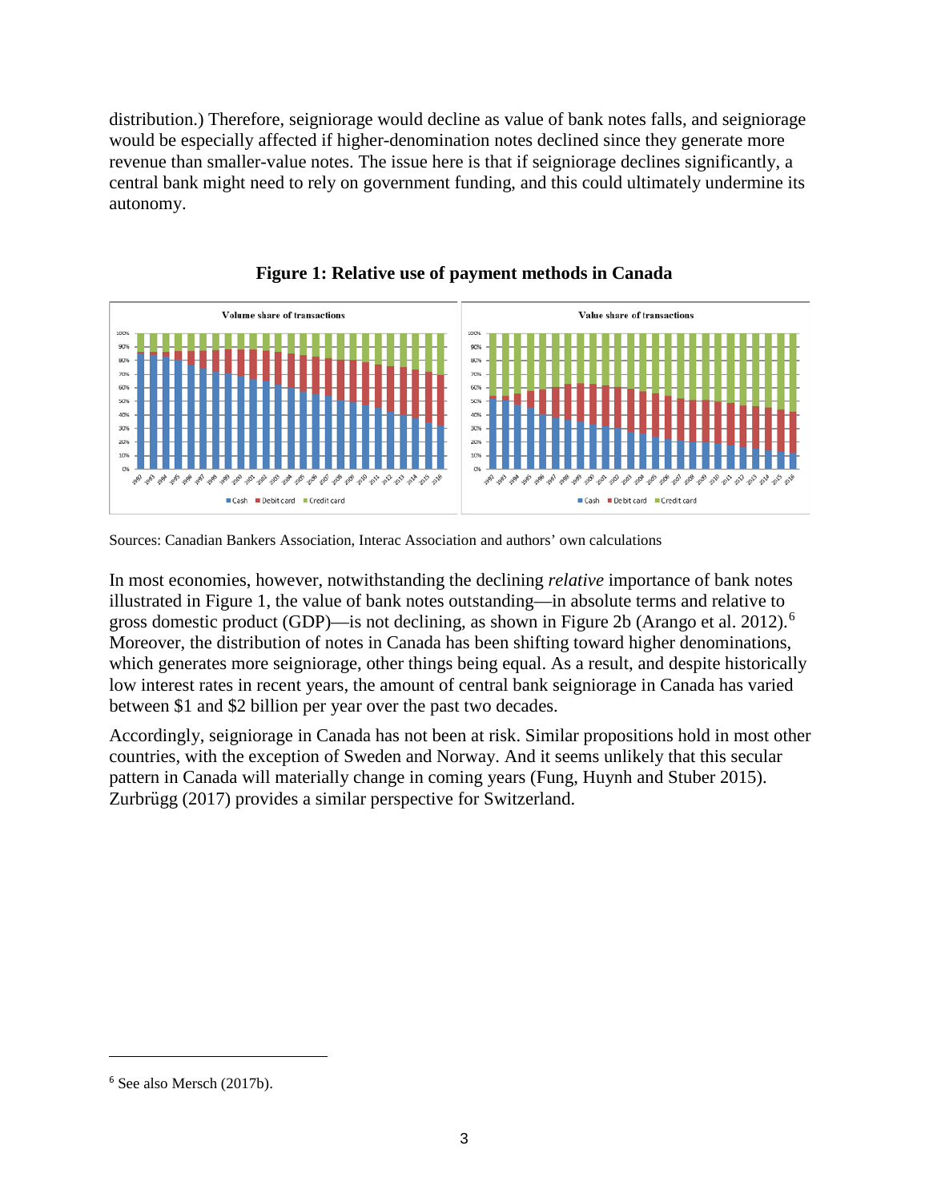distribution.) Therefore, seigniorage would decline as value of bank notes falls, and seigniorage would be especially affected if higher-denomination notes declined since they generate more revenue than smaller-value notes. The issue here is that if seigniorage declines significantly, a central bank might need to rely on government funding, and this could ultimately undermine its autonomy.

**Figure 1: Relative use of payment methods in Canada**

Sources: Canadian Bankers Association, Interac Association and authors' own calculations

In most economies, however, notwithstanding the declining *relative* importance of bank notes illustrated in Figure 1, the value of bank notes outstanding—in absolute terms and relative to gross domestic product (GDP)—is not declining, as shown in Figure 2b (Arango et al. 2012).[6] Moreover, the distribution of notes in Canada has been shifting toward higher denominations, which generates more seigniorage, other things being equal. As a result, and despite historically low interest rates in recent years, the amount of central bank seigniorage in Canada has varied between \$1 and \$2 billion per year over the past two decades.

Accordingly, seigniorage in Canada has not been at risk. Similar propositions hold in most other countries, with the exception of Sweden and Norway. And it seems unlikely that this secular pattern in Canada will materially change in coming years (Fung, Huynh and Stuber 2015). Zurbrügg (2017) provides a similar perspective for Switzerland.

[6] See also Mersch (2017b).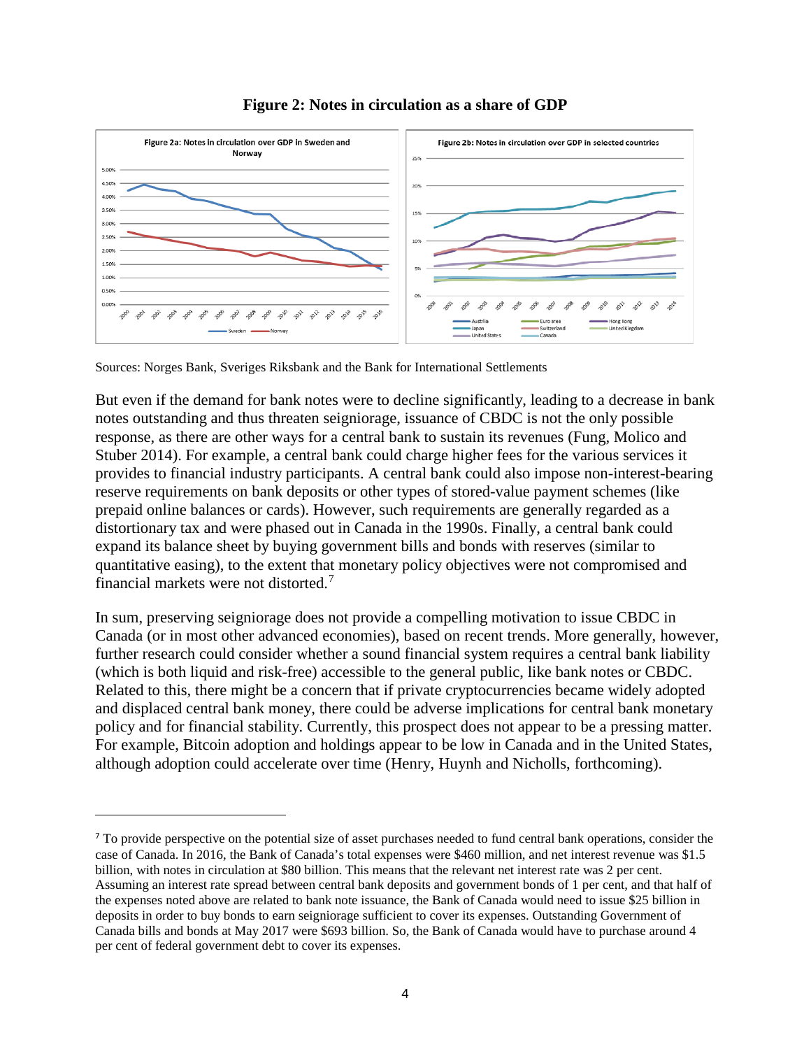**Figure 2: Notes in circulation as a share of GDP**

Sources: Norges Bank, Sveriges Riksbank and the Bank for International Settlements

But even if the demand for bank notes were to decline significantly, leading to a decrease in bank notes outstanding and thus threaten seigniorage, issuance of CBDC is not the only possible response, as there are other ways for a central bank to sustain its revenues (Fung, Molico and Stuber 2014). For example, a central bank could charge higher fees for the various services it provides to financial industry participants. A central bank could also impose non-interest-bearing reserve requirements on bank deposits or other types of stored-value payment schemes (like prepaid online balances or cards). However, such requirements are generally regarded as a distortionary tax and were phased out in Canada in the 1990s. Finally, a central bank could expand its balance sheet by buying government bills and bonds with reserves (similar to quantitative easing), to the extent that monetary policy objectives were not compromised and financial markets were not distorted.[7]

In sum, preserving seigniorage does not provide a compelling motivation to issue CBDC in Canada (or in most other advanced economies), based on recent trends. More generally, however, further research could consider whether a sound financial system requires a central bank liability (which is both liquid and risk-free) accessible to the general public, like bank notes or CBDC. Related to this, there might be a concern that if private cryptocurrencies became widely adopted and displaced central bank money, there could be adverse implications for central bank monetary policy and for financial stability. Currently, this prospect does not appear to be a pressing matter. For example, Bitcoin adoption and holdings appear to be low in Canada and in the United States, although adoption could accelerate over time (Henry, Huynh and Nicholls, forthcoming).

---

[7] To provide perspective on the potential size of asset purchases needed to fund central bank operations, consider the case of Canada. In 2016, the Bank of Canada's total expenses were $460 million, and net interest revenue was $1.5 billion, with notes in circulation at $80 billion. This means that the relevant net interest rate was 2 per cent. Assuming an interest rate spread between central bank deposits and government bonds of 1 per cent, and that half of the expenses noted above are related to bank note issuance, the Bank of Canada would need to issue $25 billion in deposits in order to buy bonds to earn seigniorage sufficient to cover its expenses. Outstanding Government of Canada bills and bonds at May 2017 were $693 billion. So, the Bank of Canada would have to purchase around 4 per cent of federal government debt to cover its expenses.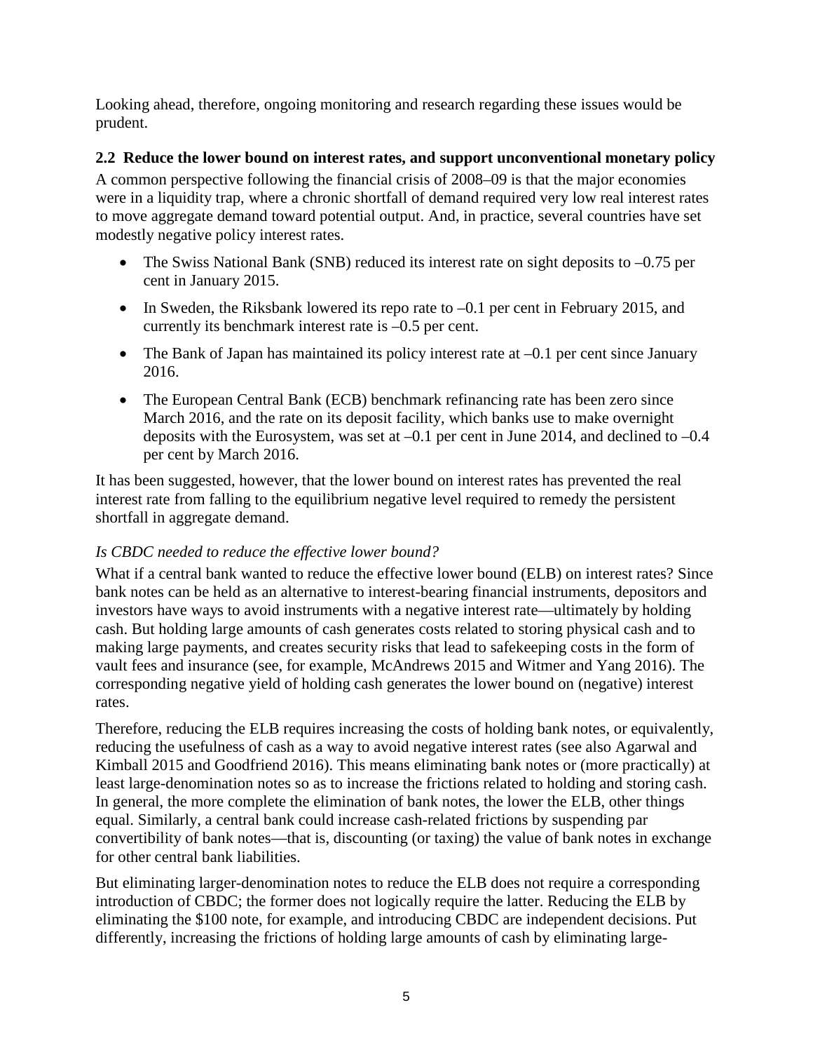Looking ahead, therefore, ongoing monitoring and research regarding these issues would be prudent.

### 2.2 Reduce the lower bound on interest rates, and support unconventional monetary policy

A common perspective following the financial crisis of 2008–09 is that the major economies were in a liquidity trap, where a chronic shortfall of demand required very low real interest rates to move aggregate demand toward potential output. And, in practice, several countries have set modestly negative policy interest rates.

- The Swiss National Bank (SNB) reduced its interest rate on sight deposits to –0.75 per cent in January 2015.
- In Sweden, the Riksbank lowered its repo rate to –0.1 per cent in February 2015, and currently its benchmark interest rate is –0.5 per cent.
- The Bank of Japan has maintained its policy interest rate at –0.1 per cent since January 2016.
- The European Central Bank (ECB) benchmark refinancing rate has been zero since March 2016, and the rate on its deposit facility, which banks use to make overnight deposits with the Eurosystem, was set at –0.1 per cent in June 2014, and declined to –0.4 per cent by March 2016.

It has been suggested, however, that the lower bound on interest rates has prevented the real interest rate from falling to the equilibrium negative level required to remedy the persistent shortfall in aggregate demand.

*Is CBDC needed to reduce the effective lower bound?*

What if a central bank wanted to reduce the effective lower bound (ELB) on interest rates? Since bank notes can be held as an alternative to interest-bearing financial instruments, depositors and investors have ways to avoid instruments with a negative interest rate—ultimately by holding cash. But holding large amounts of cash generates costs related to storing physical cash and to making large payments, and creates security risks that lead to safekeeping costs in the form of vault fees and insurance (see, for example, McAndrews 2015 and Witmer and Yang 2016). The corresponding negative yield of holding cash generates the lower bound on (negative) interest rates.

Therefore, reducing the ELB requires increasing the costs of holding bank notes, or equivalently, reducing the usefulness of cash as a way to avoid negative interest rates (see also Agarwal and Kimball 2015 and Goodfriend 2016). This means eliminating bank notes or (more practically) at least large-denomination notes so as to increase the frictions related to holding and storing cash. In general, the more complete the elimination of bank notes, the lower the ELB, other things equal. Similarly, a central bank could increase cash-related frictions by suspending par convertibility of bank notes—that is, discounting (or taxing) the value of bank notes in exchange for other central bank liabilities.

But eliminating larger-denomination notes to reduce the ELB does not require a corresponding introduction of CBDC; the former does not logically require the latter. Reducing the ELB by eliminating the $100 note, for example, and introducing CBDC are independent decisions. Put differently, increasing the frictions of holding large amounts of cash by eliminating large-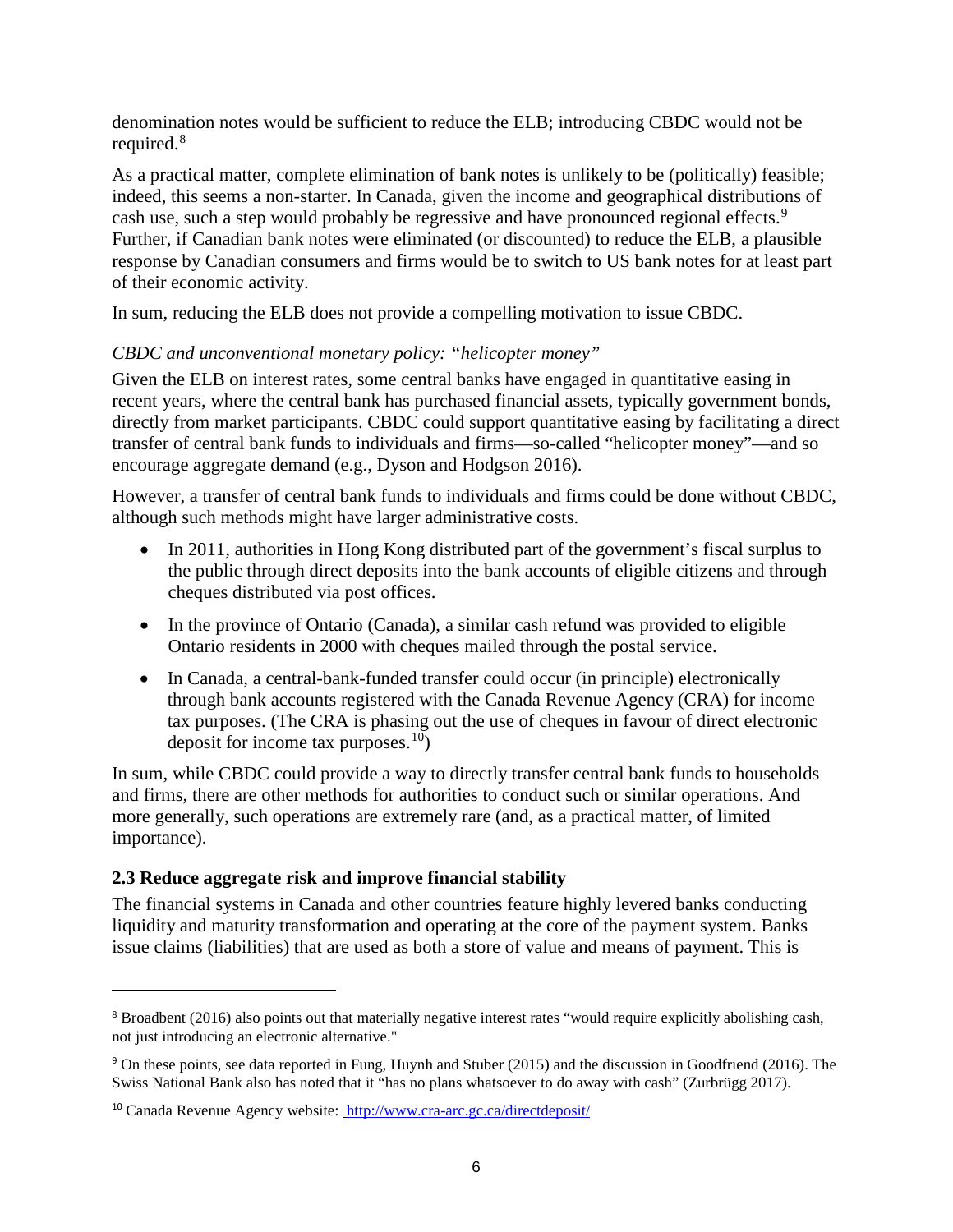denomination notes would be sufficient to reduce the ELB; introducing CBDC would not be required.[8]

As a practical matter, complete elimination of bank notes is unlikely to be (politically) feasible; indeed, this seems a non-starter. In Canada, given the income and geographical distributions of cash use, such a step would probably be regressive and have pronounced regional effects.[9] Further, if Canadian bank notes were eliminated (or discounted) to reduce the ELB, a plausible response by Canadian consumers and firms would be to switch to US bank notes for at least part of their economic activity.

In sum, reducing the ELB does not provide a compelling motivation to issue CBDC.

*CBDC and unconventional monetary policy: "helicopter money"*

Given the ELB on interest rates, some central banks have engaged in quantitative easing in recent years, where the central bank has purchased financial assets, typically government bonds, directly from market participants. CBDC could support quantitative easing by facilitating a direct transfer of central bank funds to individuals and firms—so-called "helicopter money"—and so encourage aggregate demand (e.g., Dyson and Hodgson 2016).

However, a transfer of central bank funds to individuals and firms could be done without CBDC, although such methods might have larger administrative costs.

- In 2011, authorities in Hong Kong distributed part of the government's fiscal surplus to the public through direct deposits into the bank accounts of eligible citizens and through cheques distributed via post offices.
- In the province of Ontario (Canada), a similar cash refund was provided to eligible Ontario residents in 2000 with cheques mailed through the postal service.
- In Canada, a central-bank-funded transfer could occur (in principle) electronically through bank accounts registered with the Canada Revenue Agency (CRA) for income tax purposes. (The CRA is phasing out the use of cheques in favour of direct electronic deposit for income tax purposes.[10])

In sum, while CBDC could provide a way to directly transfer central bank funds to households and firms, there are other methods for authorities to conduct such or similar operations. And more generally, such operations are extremely rare (and, as a practical matter, of limited importance).

### 2.3 Reduce aggregate risk and improve financial stability

The financial systems in Canada and other countries feature highly levered banks conducting liquidity and maturity transformation and operating at the core of the payment system. Banks issue claims (liabilities) that are used as both a store of value and means of payment. This is

---

[8] Broadbent (2016) also points out that materially negative interest rates "would require explicitly abolishing cash, not just introducing an electronic alternative."

[9] On these points, see data reported in Fung, Huynh and Stuber (2015) and the discussion in Goodfriend (2016). The Swiss National Bank also has noted that it "has no plans whatsoever to do away with cash" (Zurbrügg 2017).

[10] Canada Revenue Agency website: http://www.cra-arc.gc.ca/directdeposit/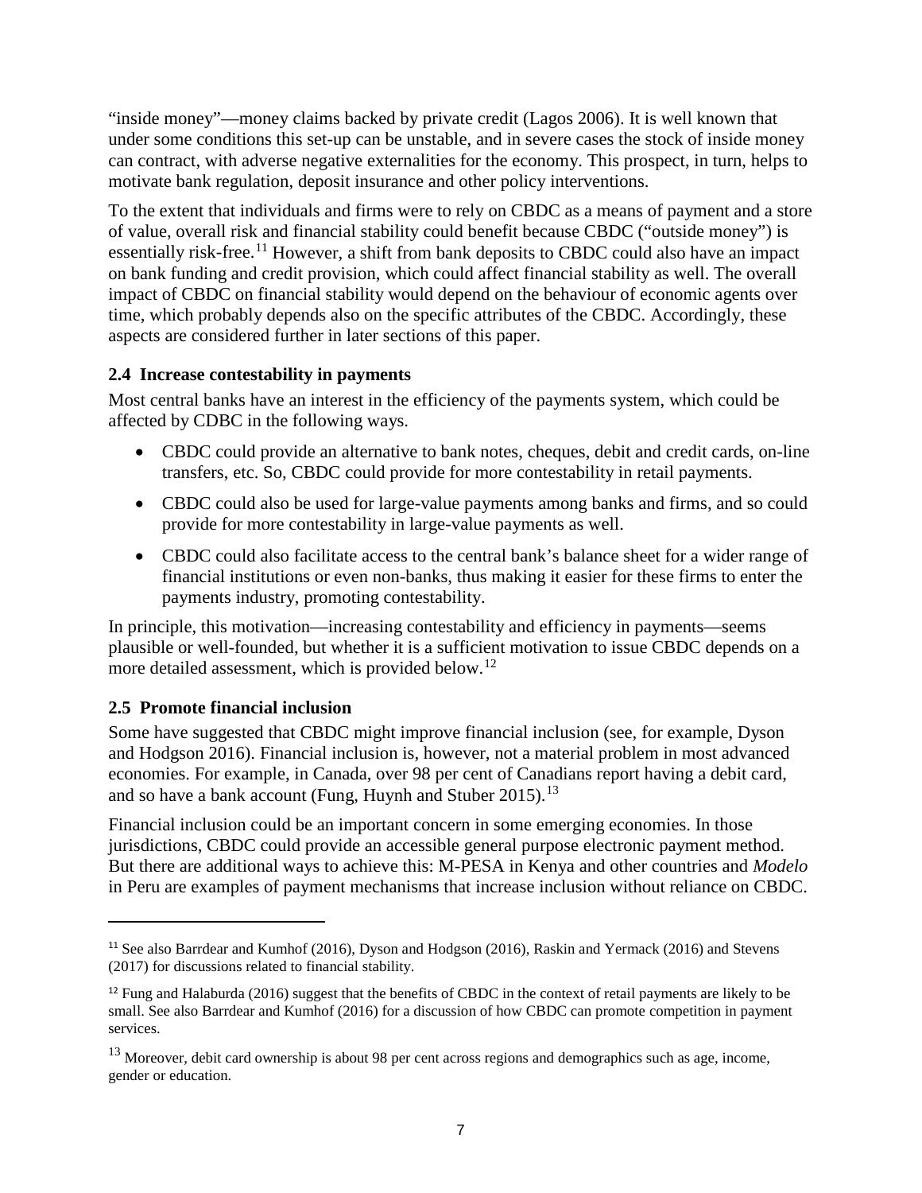"inside money"—money claims backed by private credit (Lagos 2006). It is well known that under some conditions this set-up can be unstable, and in severe cases the stock of inside money can contract, with adverse negative externalities for the economy. This prospect, in turn, helps to motivate bank regulation, deposit insurance and other policy interventions.

To the extent that individuals and firms were to rely on CBDC as a means of payment and a store of value, overall risk and financial stability could benefit because CBDC ("outside money") is essentially risk-free.[11] However, a shift from bank deposits to CBDC could also have an impact on bank funding and credit provision, which could affect financial stability as well. The overall impact of CBDC on financial stability would depend on the behaviour of economic agents over time, which probably depends also on the specific attributes of the CBDC. Accordingly, these aspects are considered further in later sections of this paper.

### 2.4 Increase contestability in payments

Most central banks have an interest in the efficiency of the payments system, which could be affected by CDBC in the following ways.

- CBDC could provide an alternative to bank notes, cheques, debit and credit cards, on-line transfers, etc. So, CBDC could provide for more contestability in retail payments.
- CBDC could also be used for large-value payments among banks and firms, and so could provide for more contestability in large-value payments as well.
- CBDC could also facilitate access to the central bank's balance sheet for a wider range of financial institutions or even non-banks, thus making it easier for these firms to enter the payments industry, promoting contestability.

In principle, this motivation—increasing contestability and efficiency in payments—seems plausible or well-founded, but whether it is a sufficient motivation to issue CBDC depends on a more detailed assessment, which is provided below.[12]

### 2.5 Promote financial inclusion

Some have suggested that CBDC might improve financial inclusion (see, for example, Dyson and Hodgson 2016). Financial inclusion is, however, not a material problem in most advanced economies. For example, in Canada, over 98 per cent of Canadians report having a debit card, and so have a bank account (Fung, Huynh and Stuber 2015).[13]

Financial inclusion could be an important concern in some emerging economies. In those jurisdictions, CBDC could provide an accessible general purpose electronic payment method. But there are additional ways to achieve this: M-PESA in Kenya and other countries and *Modelo* in Peru are examples of payment mechanisms that increase inclusion without reliance on CBDC.

---

[11] See also Barrdear and Kumhof (2016), Dyson and Hodgson (2016), Raskin and Yermack (2016) and Stevens (2017) for discussions related to financial stability.

[12] Fung and Halaburda (2016) suggest that the benefits of CBDC in the context of retail payments are likely to be small. See also Barrdear and Kumhof (2016) for a discussion of how CBDC can promote competition in payment services.

[13] Moreover, debit card ownership is about 98 per cent across regions and demographics such as age, income, gender or education.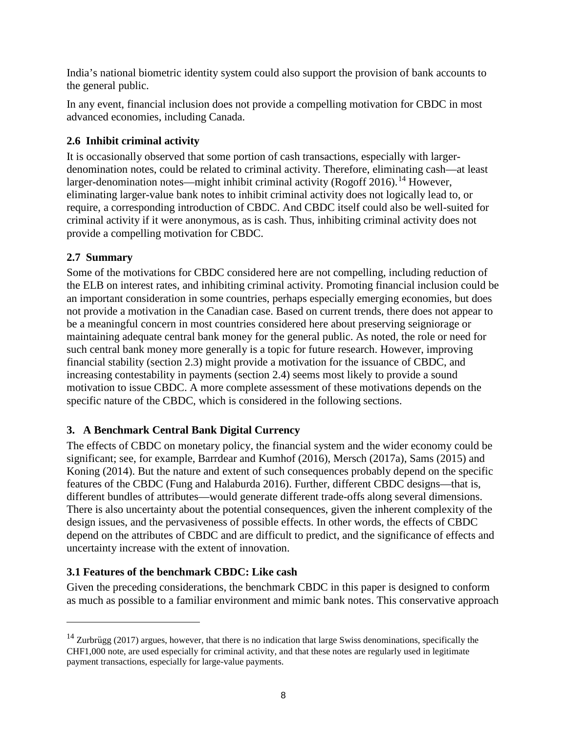India's national biometric identity system could also support the provision of bank accounts to the general public.

In any event, financial inclusion does not provide a compelling motivation for CBDC in most advanced economies, including Canada.

### 2.6 Inhibit criminal activity

It is occasionally observed that some portion of cash transactions, especially with larger-denomination notes, could be related to criminal activity. Therefore, eliminating cash—at least larger-denomination notes—might inhibit criminal activity (Rogoff 2016).[14] However, eliminating larger-value bank notes to inhibit criminal activity does not logically lead to, or require, a corresponding introduction of CBDC. And CBDC itself could also be well-suited for criminal activity if it were anonymous, as is cash. Thus, inhibiting criminal activity does not provide a compelling motivation for CBDC.

### 2.7 Summary

Some of the motivations for CBDC considered here are not compelling, including reduction of the ELB on interest rates, and inhibiting criminal activity. Promoting financial inclusion could be an important consideration in some countries, perhaps especially emerging economies, but does not provide a motivation in the Canadian case. Based on current trends, there does not appear to be a meaningful concern in most countries considered here about preserving seigniorage or maintaining adequate central bank money for the general public. As noted, the role or need for such central bank money more generally is a topic for future research. However, improving financial stability (section 2.3) might provide a motivation for the issuance of CBDC, and increasing contestability in payments (section 2.4) seems most likely to provide a sound motivation to issue CBDC. A more complete assessment of these motivations depends on the specific nature of the CBDC, which is considered in the following sections.

## 3. A Benchmark Central Bank Digital Currency

The effects of CBDC on monetary policy, the financial system and the wider economy could be significant; see, for example, Barrdear and Kumhof (2016), Mersch (2017a), Sams (2015) and Koning (2014). But the nature and extent of such consequences probably depend on the specific features of the CBDC (Fung and Halaburda 2016). Further, different CBDC designs—that is, different bundles of attributes—would generate different trade-offs along several dimensions. There is also uncertainty about the potential consequences, given the inherent complexity of the design issues, and the pervasiveness of possible effects. In other words, the effects of CBDC depend on the attributes of CBDC and are difficult to predict, and the significance of effects and uncertainty increase with the extent of innovation.

### 3.1 Features of the benchmark CBDC: Like cash

Given the preceding considerations, the benchmark CBDC in this paper is designed to conform as much as possible to a familiar environment and mimic bank notes. This conservative approach

[14] Zurbrügg (2017) argues, however, that there is no indication that large Swiss denominations, specifically the CHF1,000 note, are used especially for criminal activity, and that these notes are regularly used in legitimate payment transactions, especially for large-value payments.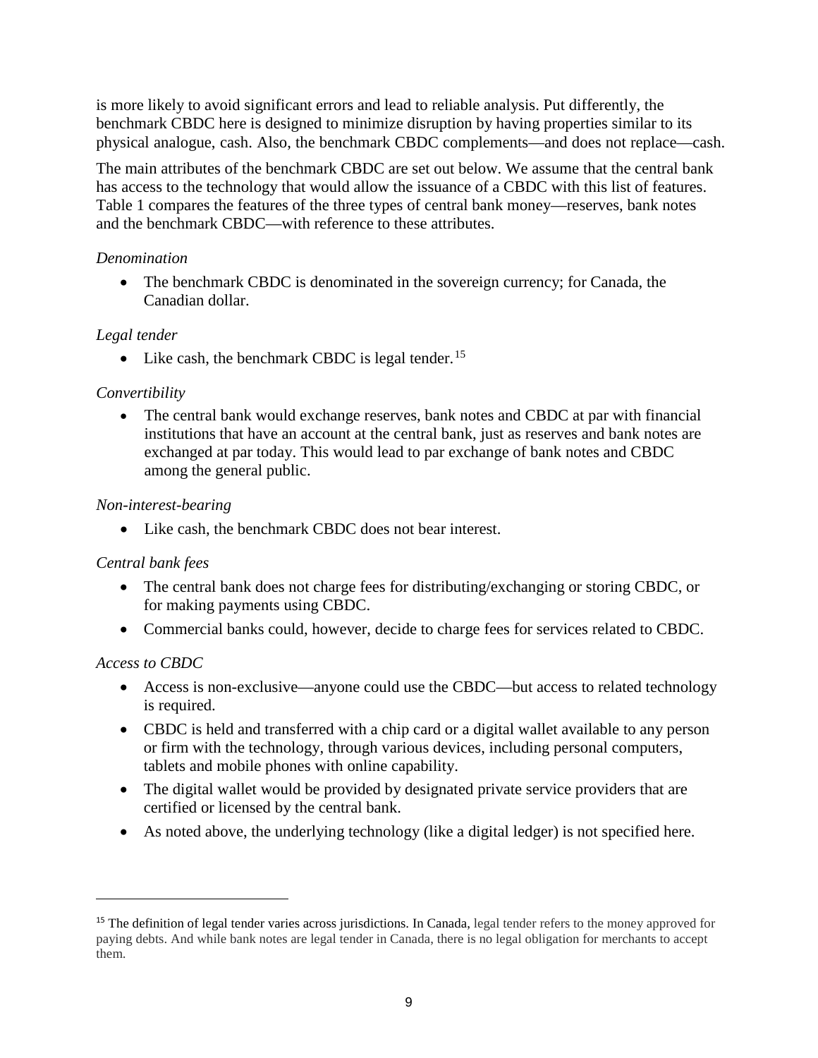is more likely to avoid significant errors and lead to reliable analysis. Put differently, the benchmark CBDC here is designed to minimize disruption by having properties similar to its physical analogue, cash. Also, the benchmark CBDC complements—and does not replace—cash.

The main attributes of the benchmark CBDC are set out below. We assume that the central bank has access to the technology that would allow the issuance of a CBDC with this list of features. Table 1 compares the features of the three types of central bank money—reserves, bank notes and the benchmark CBDC—with reference to these attributes.

*Denomination*

- The benchmark CBDC is denominated in the sovereign currency; for Canada, the Canadian dollar.

*Legal tender*

- Like cash, the benchmark CBDC is legal tender.[15]

*Convertibility*

- The central bank would exchange reserves, bank notes and CBDC at par with financial institutions that have an account at the central bank, just as reserves and bank notes are exchanged at par today. This would lead to par exchange of bank notes and CBDC among the general public.

*Non-interest-bearing*

- Like cash, the benchmark CBDC does not bear interest.

*Central bank fees*

- The central bank does not charge fees for distributing/exchanging or storing CBDC, or for making payments using CBDC.
- Commercial banks could, however, decide to charge fees for services related to CBDC.

*Access to CBDC*

- Access is non-exclusive—anyone could use the CBDC—but access to related technology is required.
- CBDC is held and transferred with a chip card or a digital wallet available to any person or firm with the technology, through various devices, including personal computers, tablets and mobile phones with online capability.
- The digital wallet would be provided by designated private service providers that are certified or licensed by the central bank.
- As noted above, the underlying technology (like a digital ledger) is not specified here.

---

[15] The definition of legal tender varies across jurisdictions. In Canada, legal tender refers to the money approved for paying debts. And while bank notes are legal tender in Canada, there is no legal obligation for merchants to accept them.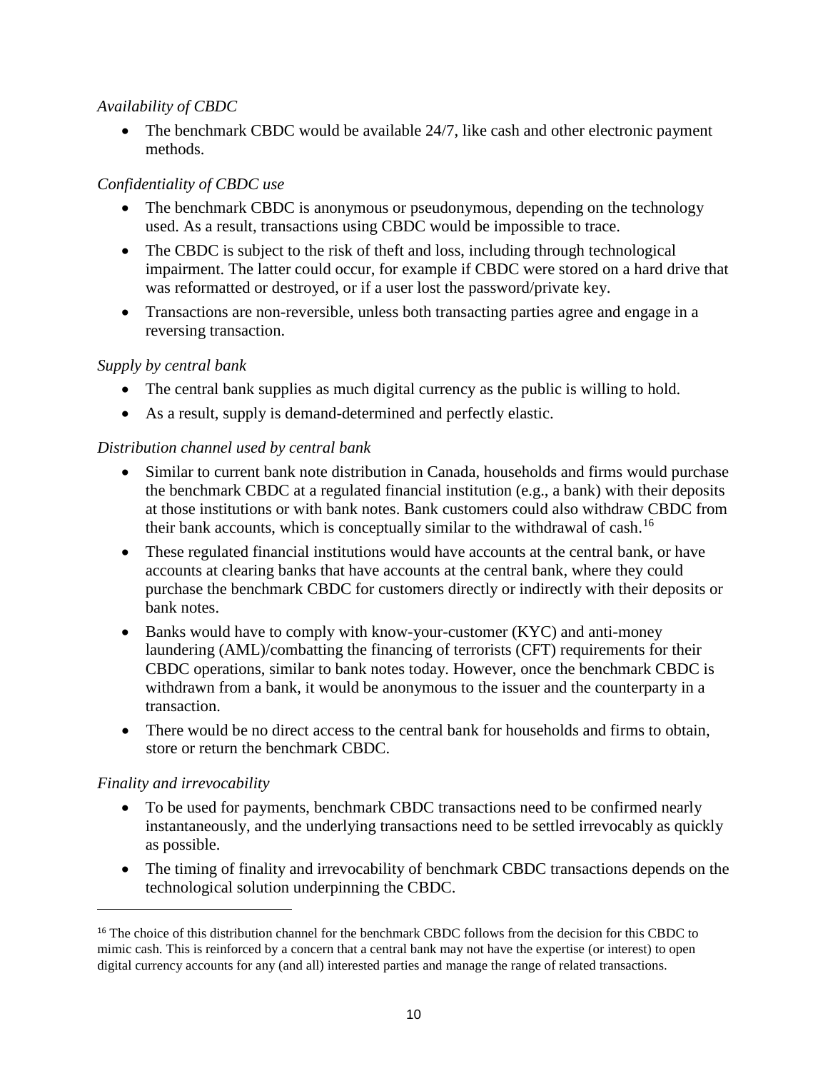*Availability of CBDC*

- The benchmark CBDC would be available 24/7, like cash and other electronic payment methods.

*Confidentiality of CBDC use*

- The benchmark CBDC is anonymous or pseudonymous, depending on the technology used. As a result, transactions using CBDC would be impossible to trace.
- The CBDC is subject to the risk of theft and loss, including through technological impairment. The latter could occur, for example if CBDC were stored on a hard drive that was reformatted or destroyed, or if a user lost the password/private key.
- Transactions are non-reversible, unless both transacting parties agree and engage in a reversing transaction.

*Supply by central bank*

- The central bank supplies as much digital currency as the public is willing to hold.
- As a result, supply is demand-determined and perfectly elastic.

*Distribution channel used by central bank*

- Similar to current bank note distribution in Canada, households and firms would purchase the benchmark CBDC at a regulated financial institution (e.g., a bank) with their deposits at those institutions or with bank notes. Bank customers could also withdraw CBDC from their bank accounts, which is conceptually similar to the withdrawal of cash.[16]
- These regulated financial institutions would have accounts at the central bank, or have accounts at clearing banks that have accounts at the central bank, where they could purchase the benchmark CBDC for customers directly or indirectly with their deposits or bank notes.
- Banks would have to comply with know-your-customer (KYC) and anti-money laundering (AML)/combatting the financing of terrorists (CFT) requirements for their CBDC operations, similar to bank notes today. However, once the benchmark CBDC is withdrawn from a bank, it would be anonymous to the issuer and the counterparty in a transaction.
- There would be no direct access to the central bank for households and firms to obtain, store or return the benchmark CBDC.

*Finality and irrevocability*

- To be used for payments, benchmark CBDC transactions need to be confirmed nearly instantaneously, and the underlying transactions need to be settled irrevocably as quickly as possible.
- The timing of finality and irrevocability of benchmark CBDC transactions depends on the technological solution underpinning the CBDC.

---

[16] The choice of this distribution channel for the benchmark CBDC follows from the decision for this CBDC to mimic cash. This is reinforced by a concern that a central bank may not have the expertise (or interest) to open digital currency accounts for any (and all) interested parties and manage the range of related transactions.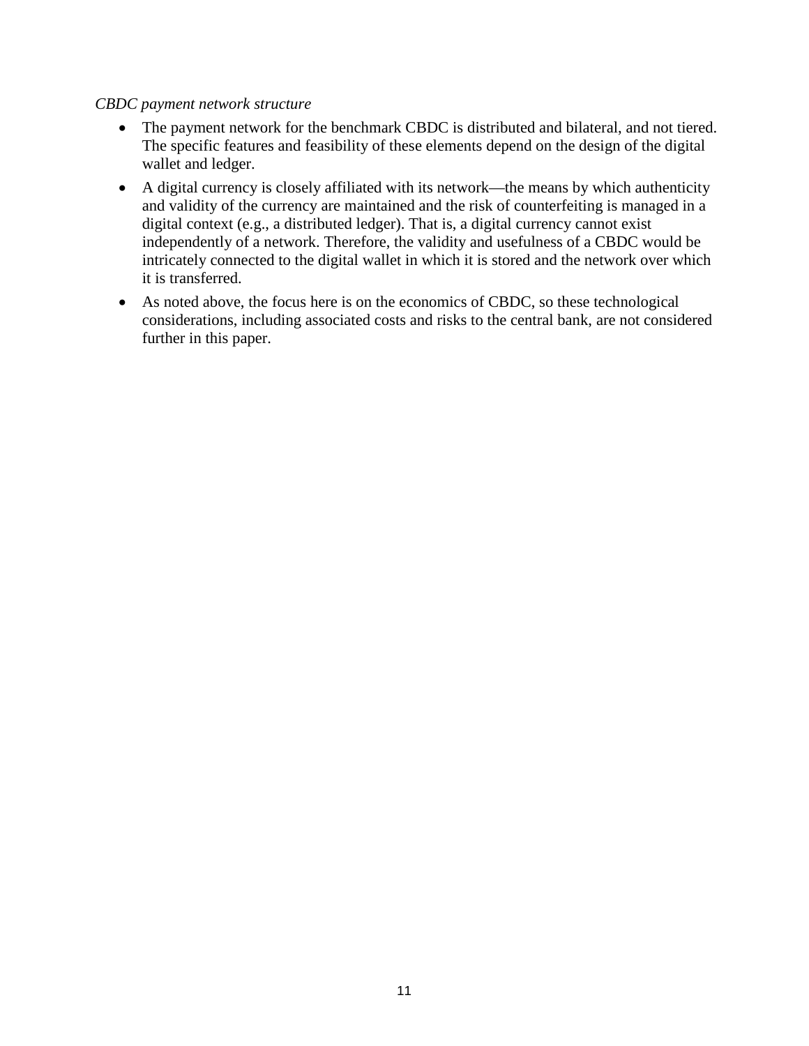*CBDC payment network structure*

- The payment network for the benchmark CBDC is distributed and bilateral, and not tiered. The specific features and feasibility of these elements depend on the design of the digital wallet and ledger.
- A digital currency is closely affiliated with its network—the means by which authenticity and validity of the currency are maintained and the risk of counterfeiting is managed in a digital context (e.g., a distributed ledger). That is, a digital currency cannot exist independently of a network. Therefore, the validity and usefulness of a CBDC would be intricately connected to the digital wallet in which it is stored and the network over which it is transferred.
- As noted above, the focus here is on the economics of CBDC, so these technological considerations, including associated costs and risks to the central bank, are not considered further in this paper.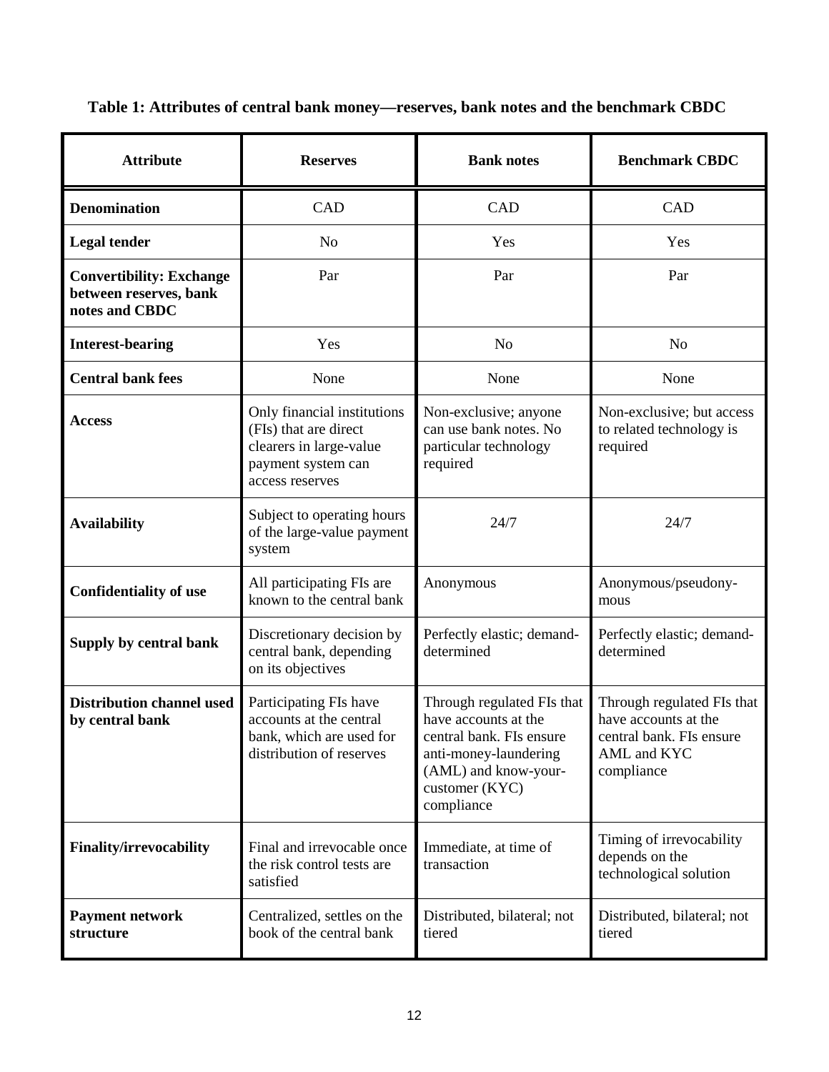**Table 1: Attributes of central bank money—reserves, bank notes and the benchmark CBDC**

| Attribute | Reserves | Bank notes | Benchmark CBDC |
|---|---|---|---|
| **Denomination** | CAD | CAD | CAD |
| **Legal tender** | No | Yes | Yes |
| **Convertibility: Exchange between reserves, bank notes and CBDC** | Par | Par | Par |
| **Interest-bearing** | Yes | No | No |
| **Central bank fees** | None | None | None |
| **Access** | Only financial institutions (FIs) that are direct clearers in large-value payment system can access reserves | Non-exclusive; anyone can use bank notes. No particular technology required | Non-exclusive; but access to related technology is required |
| **Availability** | Subject to operating hours of the large-value payment system | 24/7 | 24/7 |
| **Confidentiality of use** | All participating FIs are known to the central bank | Anonymous | Anonymous/pseudony-mous |
| **Supply by central bank** | Discretionary decision by central bank, depending on its objectives | Perfectly elastic; demand-determined | Perfectly elastic; demand-determined |
| **Distribution channel used by central bank** | Participating FIs have accounts at the central bank, which are used for distribution of reserves | Through regulated FIs that have accounts at the central bank. FIs ensure anti-money-laundering (AML) and know-your-customer (KYC) compliance | Through regulated FIs that have accounts at the central bank. FIs ensure AML and KYC compliance |
| **Finality/irrevocability** | Final and irrevocable once the risk control tests are satisfied | Immediate, at time of transaction | Timing of irrevocability depends on the technological solution |
| **Payment network structure** | Centralized, settles on the book of the central bank | Distributed, bilateral; not tiered | Distributed, bilateral; not tiered |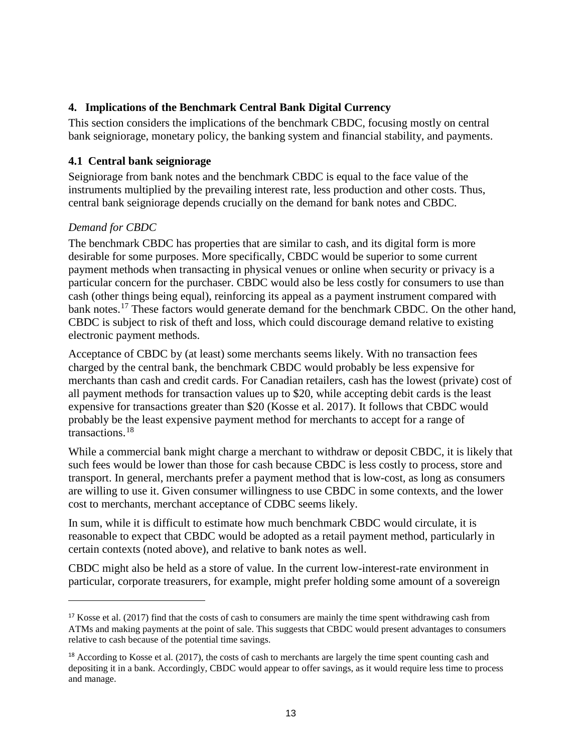## 4. Implications of the Benchmark Central Bank Digital Currency

This section considers the implications of the benchmark CBDC, focusing mostly on central bank seigniorage, monetary policy, the banking system and financial stability, and payments.

### 4.1 Central bank seigniorage

Seigniorage from bank notes and the benchmark CBDC is equal to the face value of the instruments multiplied by the prevailing interest rate, less production and other costs. Thus, central bank seigniorage depends crucially on the demand for bank notes and CBDC.

*Demand for CBDC*

The benchmark CBDC has properties that are similar to cash, and its digital form is more desirable for some purposes. More specifically, CBDC would be superior to some current payment methods when transacting in physical venues or online when security or privacy is a particular concern for the purchaser. CBDC would also be less costly for consumers to use than cash (other things being equal), reinforcing its appeal as a payment instrument compared with bank notes.[17] These factors would generate demand for the benchmark CBDC. On the other hand, CBDC is subject to risk of theft and loss, which could discourage demand relative to existing electronic payment methods.

Acceptance of CBDC by (at least) some merchants seems likely. With no transaction fees charged by the central bank, the benchmark CBDC would probably be less expensive for merchants than cash and credit cards. For Canadian retailers, cash has the lowest (private) cost of all payment methods for transaction values up to $20, while accepting debit cards is the least expensive for transactions greater than $20 (Kosse et al. 2017). It follows that CBDC would probably be the least expensive payment method for merchants to accept for a range of transactions.[18]

While a commercial bank might charge a merchant to withdraw or deposit CBDC, it is likely that such fees would be lower than those for cash because CBDC is less costly to process, store and transport. In general, merchants prefer a payment method that is low-cost, as long as consumers are willing to use it. Given consumer willingness to use CBDC in some contexts, and the lower cost to merchants, merchant acceptance of CDBC seems likely.

In sum, while it is difficult to estimate how much benchmark CBDC would circulate, it is reasonable to expect that CBDC would be adopted as a retail payment method, particularly in certain contexts (noted above), and relative to bank notes as well.

CBDC might also be held as a store of value. In the current low-interest-rate environment in particular, corporate treasurers, for example, might prefer holding some amount of a sovereign

---

[17] Kosse et al. (2017) find that the costs of cash to consumers are mainly the time spent withdrawing cash from ATMs and making payments at the point of sale. This suggests that CBDC would present advantages to consumers relative to cash because of the potential time savings.

[18] According to Kosse et al. (2017), the costs of cash to merchants are largely the time spent counting cash and depositing it in a bank. Accordingly, CBDC would appear to offer savings, as it would require less time to process and manage.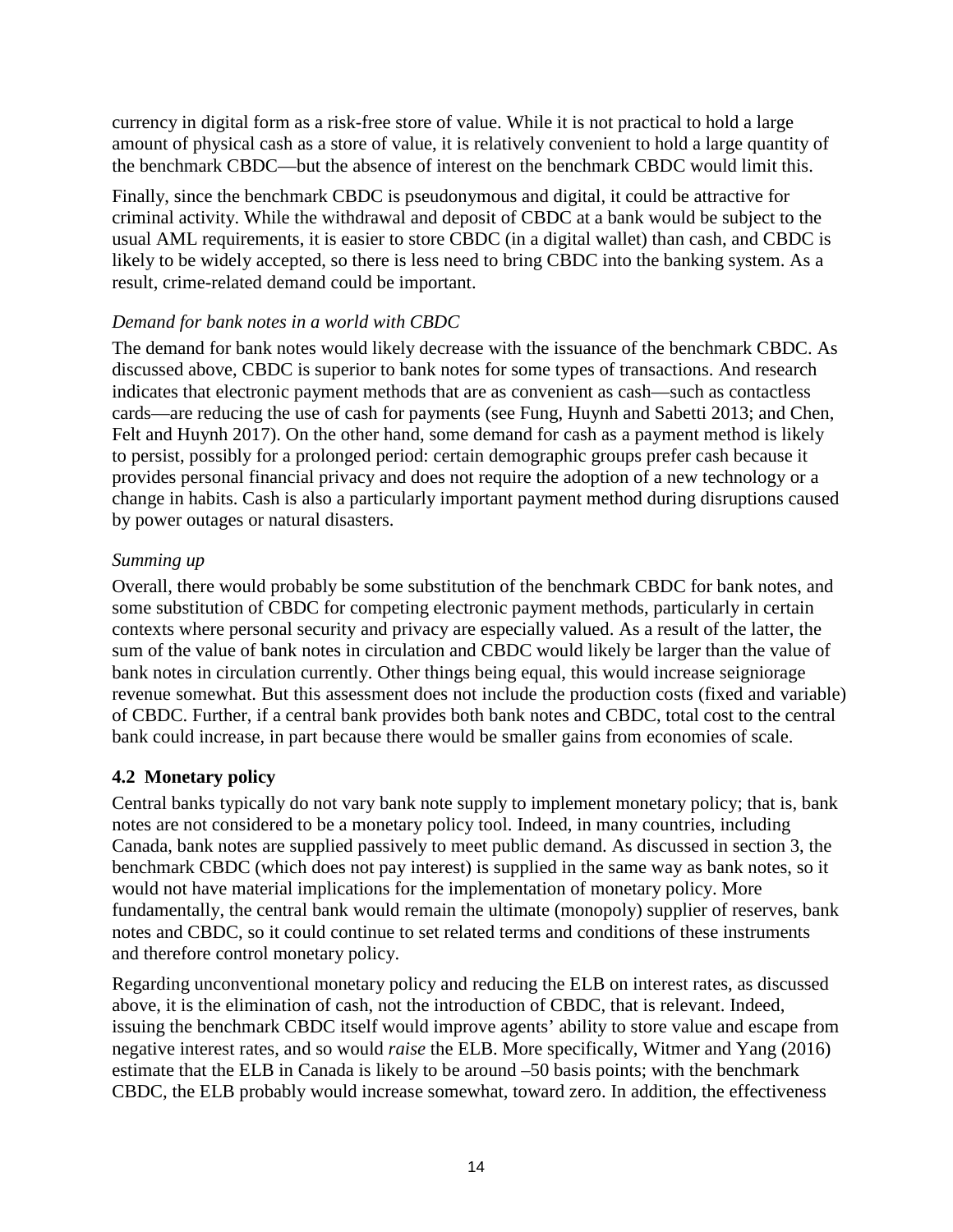currency in digital form as a risk-free store of value. While it is not practical to hold a large amount of physical cash as a store of value, it is relatively convenient to hold a large quantity of the benchmark CBDC—but the absence of interest on the benchmark CBDC would limit this.

Finally, since the benchmark CBDC is pseudonymous and digital, it could be attractive for criminal activity. While the withdrawal and deposit of CBDC at a bank would be subject to the usual AML requirements, it is easier to store CBDC (in a digital wallet) than cash, and CBDC is likely to be widely accepted, so there is less need to bring CBDC into the banking system. As a result, crime-related demand could be important.

*Demand for bank notes in a world with CBDC*

The demand for bank notes would likely decrease with the issuance of the benchmark CBDC. As discussed above, CBDC is superior to bank notes for some types of transactions. And research indicates that electronic payment methods that are as convenient as cash—such as contactless cards—are reducing the use of cash for payments (see Fung, Huynh and Sabetti 2013; and Chen, Felt and Huynh 2017). On the other hand, some demand for cash as a payment method is likely to persist, possibly for a prolonged period: certain demographic groups prefer cash because it provides personal financial privacy and does not require the adoption of a new technology or a change in habits. Cash is also a particularly important payment method during disruptions caused by power outages or natural disasters.

*Summing up*

Overall, there would probably be some substitution of the benchmark CBDC for bank notes, and some substitution of CBDC for competing electronic payment methods, particularly in certain contexts where personal security and privacy are especially valued. As a result of the latter, the sum of the value of bank notes in circulation and CBDC would likely be larger than the value of bank notes in circulation currently. Other things being equal, this would increase seigniorage revenue somewhat. But this assessment does not include the production costs (fixed and variable) of CBDC. Further, if a central bank provides both bank notes and CBDC, total cost to the central bank could increase, in part because there would be smaller gains from economies of scale.

### 4.2 Monetary policy

Central banks typically do not vary bank note supply to implement monetary policy; that is, bank notes are not considered to be a monetary policy tool. Indeed, in many countries, including Canada, bank notes are supplied passively to meet public demand. As discussed in section 3, the benchmark CBDC (which does not pay interest) is supplied in the same way as bank notes, so it would not have material implications for the implementation of monetary policy. More fundamentally, the central bank would remain the ultimate (monopoly) supplier of reserves, bank notes and CBDC, so it could continue to set related terms and conditions of these instruments and therefore control monetary policy.

Regarding unconventional monetary policy and reducing the ELB on interest rates, as discussed above, it is the elimination of cash, not the introduction of CBDC, that is relevant. Indeed, issuing the benchmark CBDC itself would improve agents' ability to store value and escape from negative interest rates, and so would *raise* the ELB. More specifically, Witmer and Yang (2016) estimate that the ELB in Canada is likely to be around –50 basis points; with the benchmark CBDC, the ELB probably would increase somewhat, toward zero. In addition, the effectiveness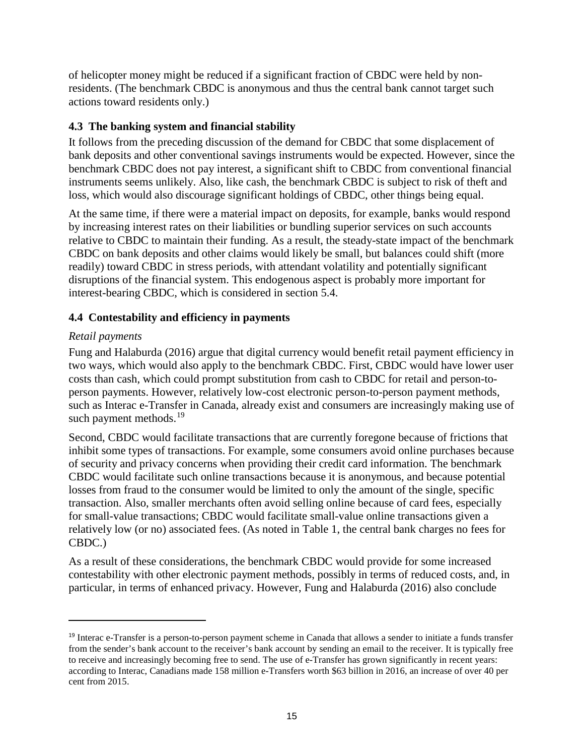of helicopter money might be reduced if a significant fraction of CBDC were held by non-residents. (The benchmark CBDC is anonymous and thus the central bank cannot target such actions toward residents only.)

### 4.3 The banking system and financial stability

It follows from the preceding discussion of the demand for CBDC that some displacement of bank deposits and other conventional savings instruments would be expected. However, since the benchmark CBDC does not pay interest, a significant shift to CBDC from conventional financial instruments seems unlikely. Also, like cash, the benchmark CBDC is subject to risk of theft and loss, which would also discourage significant holdings of CBDC, other things being equal.

At the same time, if there were a material impact on deposits, for example, banks would respond by increasing interest rates on their liabilities or bundling superior services on such accounts relative to CBDC to maintain their funding. As a result, the steady-state impact of the benchmark CBDC on bank deposits and other claims would likely be small, but balances could shift (more readily) toward CBDC in stress periods, with attendant volatility and potentially significant disruptions of the financial system. This endogenous aspect is probably more important for interest-bearing CBDC, which is considered in section 5.4.

### 4.4 Contestability and efficiency in payments

*Retail payments*

Fung and Halaburda (2016) argue that digital currency would benefit retail payment efficiency in two ways, which would also apply to the benchmark CBDC. First, CBDC would have lower user costs than cash, which could prompt substitution from cash to CBDC for retail and person-to-person payments. However, relatively low-cost electronic person-to-person payment methods, such as Interac e-Transfer in Canada, already exist and consumers are increasingly making use of such payment methods.[19]

Second, CBDC would facilitate transactions that are currently foregone because of frictions that inhibit some types of transactions. For example, some consumers avoid online purchases because of security and privacy concerns when providing their credit card information. The benchmark CBDC would facilitate such online transactions because it is anonymous, and because potential losses from fraud to the consumer would be limited to only the amount of the single, specific transaction. Also, smaller merchants often avoid selling online because of card fees, especially for small-value transactions; CBDC would facilitate small-value online transactions given a relatively low (or no) associated fees. (As noted in Table 1, the central bank charges no fees for CBDC.)

As a result of these considerations, the benchmark CBDC would provide for some increased contestability with other electronic payment methods, possibly in terms of reduced costs, and, in particular, in terms of enhanced privacy. However, Fung and Halaburda (2016) also conclude

---

[19] Interac e-Transfer is a person-to-person payment scheme in Canada that allows a sender to initiate a funds transfer from the sender's bank account to the receiver's bank account by sending an email to the receiver. It is typically free to receive and increasingly becoming free to send. The use of e-Transfer has grown significantly in recent years: according to Interac, Canadians made 158 million e-Transfers worth $63 billion in 2016, an increase of over 40 per cent from 2015.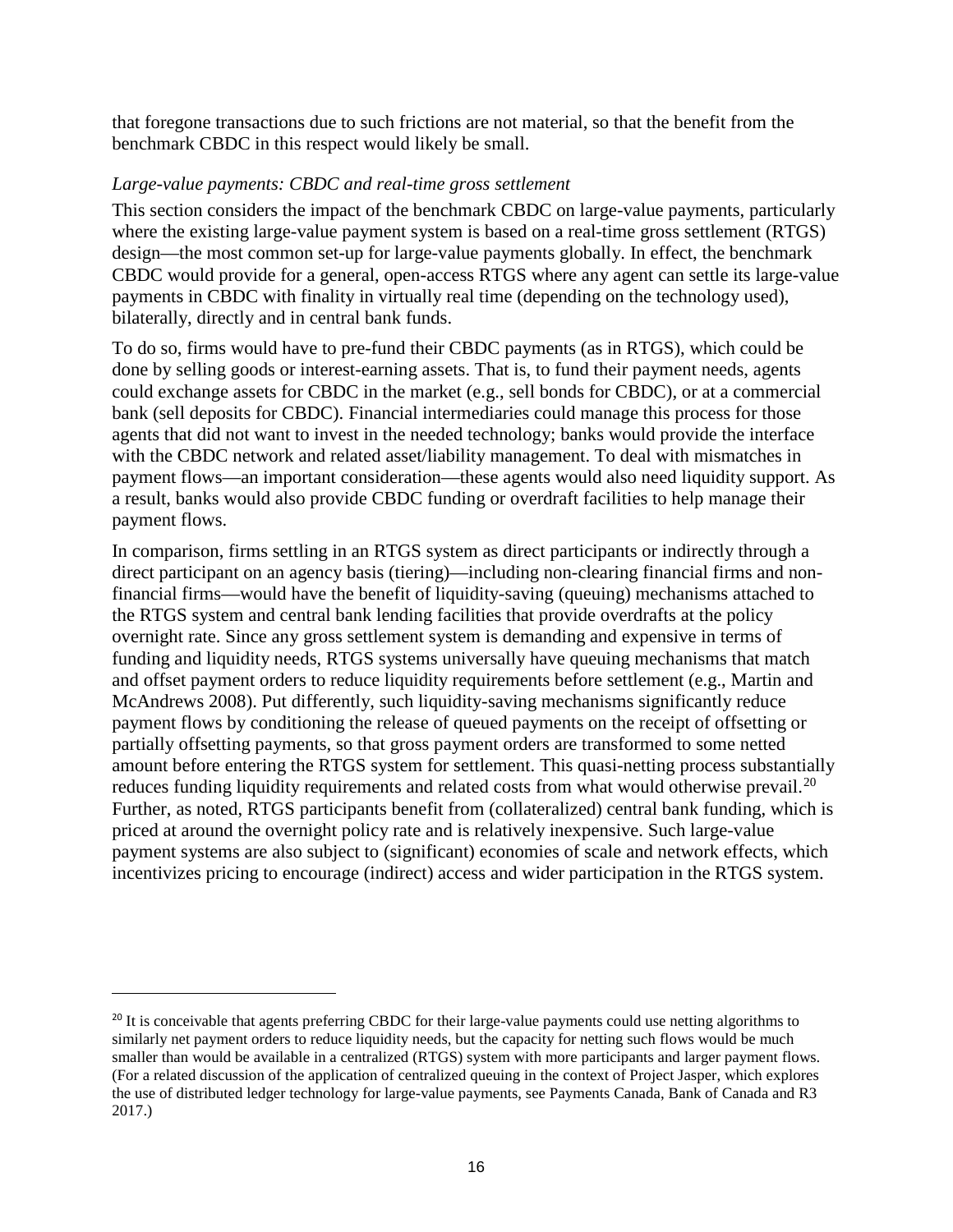that foregone transactions due to such frictions are not material, so that the benefit from the benchmark CBDC in this respect would likely be small.

*Large-value payments: CBDC and real-time gross settlement*

This section considers the impact of the benchmark CBDC on large-value payments, particularly where the existing large-value payment system is based on a real-time gross settlement (RTGS) design—the most common set-up for large-value payments globally. In effect, the benchmark CBDC would provide for a general, open-access RTGS where any agent can settle its large-value payments in CBDC with finality in virtually real time (depending on the technology used), bilaterally, directly and in central bank funds.

To do so, firms would have to pre-fund their CBDC payments (as in RTGS), which could be done by selling goods or interest-earning assets. That is, to fund their payment needs, agents could exchange assets for CBDC in the market (e.g., sell bonds for CBDC), or at a commercial bank (sell deposits for CBDC). Financial intermediaries could manage this process for those agents that did not want to invest in the needed technology; banks would provide the interface with the CBDC network and related asset/liability management. To deal with mismatches in payment flows—an important consideration—these agents would also need liquidity support. As a result, banks would also provide CBDC funding or overdraft facilities to help manage their payment flows.

In comparison, firms settling in an RTGS system as direct participants or indirectly through a direct participant on an agency basis (tiering)—including non-clearing financial firms and non-financial firms—would have the benefit of liquidity-saving (queuing) mechanisms attached to the RTGS system and central bank lending facilities that provide overdrafts at the policy overnight rate. Since any gross settlement system is demanding and expensive in terms of funding and liquidity needs, RTGS systems universally have queuing mechanisms that match and offset payment orders to reduce liquidity requirements before settlement (e.g., Martin and McAndrews 2008). Put differently, such liquidity-saving mechanisms significantly reduce payment flows by conditioning the release of queued payments on the receipt of offsetting or partially offsetting payments, so that gross payment orders are transformed to some netted amount before entering the RTGS system for settlement. This quasi-netting process substantially reduces funding liquidity requirements and related costs from what would otherwise prevail.[20] Further, as noted, RTGS participants benefit from (collateralized) central bank funding, which is priced at around the overnight policy rate and is relatively inexpensive. Such large-value payment systems are also subject to (significant) economies of scale and network effects, which incentivizes pricing to encourage (indirect) access and wider participation in the RTGS system.

---

[20] It is conceivable that agents preferring CBDC for their large-value payments could use netting algorithms to similarly net payment orders to reduce liquidity needs, but the capacity for netting such flows would be much smaller than would be available in a centralized (RTGS) system with more participants and larger payment flows. (For a related discussion of the application of centralized queuing in the context of Project Jasper, which explores the use of distributed ledger technology for large-value payments, see Payments Canada, Bank of Canada and R3 2017.)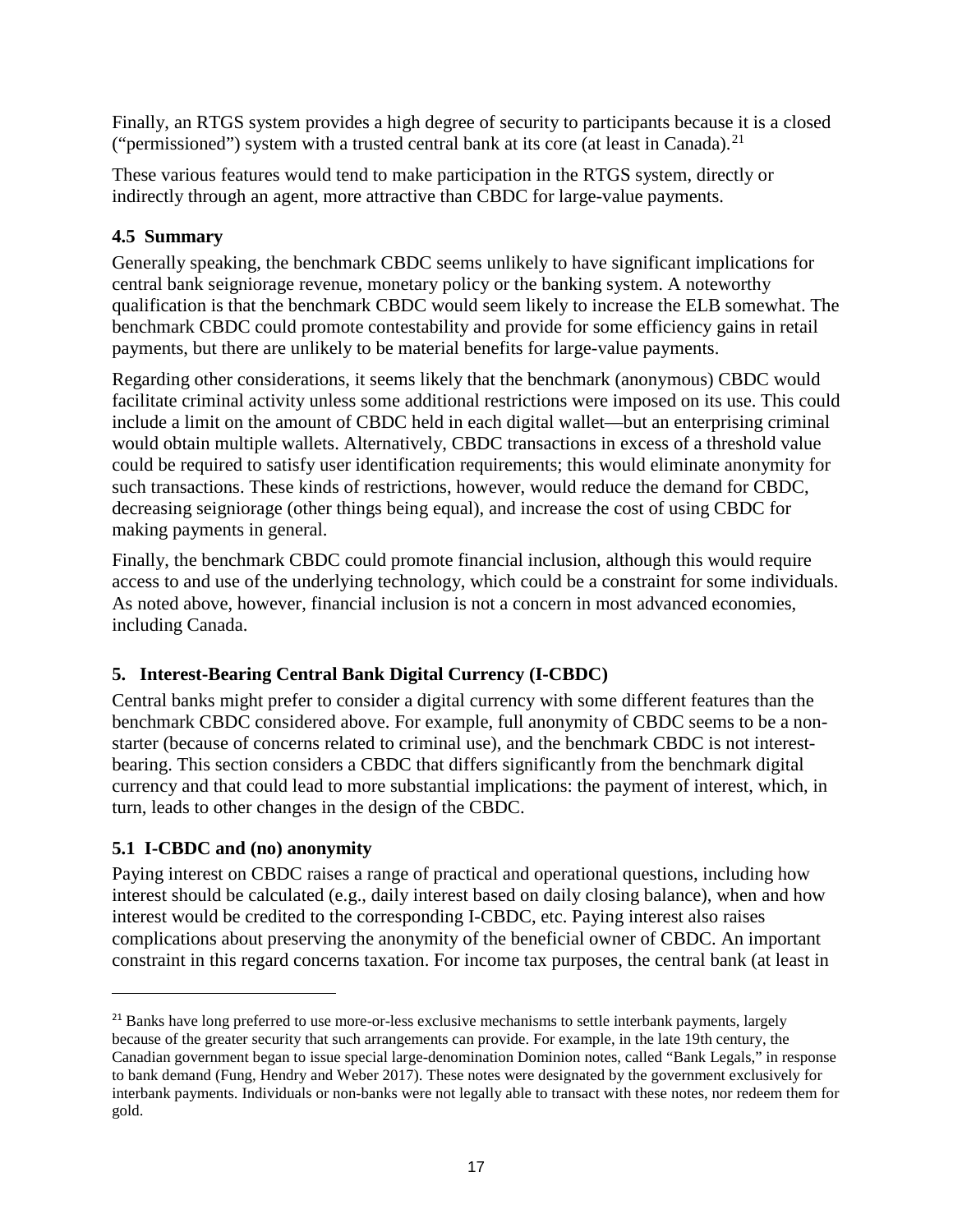Finally, an RTGS system provides a high degree of security to participants because it is a closed ("permissioned") system with a trusted central bank at its core (at least in Canada).[21]

These various features would tend to make participation in the RTGS system, directly or indirectly through an agent, more attractive than CBDC for large-value payments.

### 4.5 Summary

Generally speaking, the benchmark CBDC seems unlikely to have significant implications for central bank seigniorage revenue, monetary policy or the banking system. A noteworthy qualification is that the benchmark CBDC would seem likely to increase the ELB somewhat. The benchmark CBDC could promote contestability and provide for some efficiency gains in retail payments, but there are unlikely to be material benefits for large-value payments.

Regarding other considerations, it seems likely that the benchmark (anonymous) CBDC would facilitate criminal activity unless some additional restrictions were imposed on its use. This could include a limit on the amount of CBDC held in each digital wallet—but an enterprising criminal would obtain multiple wallets. Alternatively, CBDC transactions in excess of a threshold value could be required to satisfy user identification requirements; this would eliminate anonymity for such transactions. These kinds of restrictions, however, would reduce the demand for CBDC, decreasing seigniorage (other things being equal), and increase the cost of using CBDC for making payments in general.

Finally, the benchmark CBDC could promote financial inclusion, although this would require access to and use of the underlying technology, which could be a constraint for some individuals. As noted above, however, financial inclusion is not a concern in most advanced economies, including Canada.

## 5. Interest-Bearing Central Bank Digital Currency (I-CBDC)

Central banks might prefer to consider a digital currency with some different features than the benchmark CBDC considered above. For example, full anonymity of CBDC seems to be a non-starter (because of concerns related to criminal use), and the benchmark CBDC is not interest-bearing. This section considers a CBDC that differs significantly from the benchmark digital currency and that could lead to more substantial implications: the payment of interest, which, in turn, leads to other changes in the design of the CBDC.

### 5.1 I-CBDC and (no) anonymity

Paying interest on CBDC raises a range of practical and operational questions, including how interest should be calculated (e.g., daily interest based on daily closing balance), when and how interest would be credited to the corresponding I-CBDC, etc. Paying interest also raises complications about preserving the anonymity of the beneficial owner of CBDC. An important constraint in this regard concerns taxation. For income tax purposes, the central bank (at least in

---

[21] Banks have long preferred to use more-or-less exclusive mechanisms to settle interbank payments, largely because of the greater security that such arrangements can provide. For example, in the late 19th century, the Canadian government began to issue special large-denomination Dominion notes, called "Bank Legals," in response to bank demand (Fung, Hendry and Weber 2017). These notes were designated by the government exclusively for interbank payments. Individuals or non-banks were not legally able to transact with these notes, nor redeem them for gold.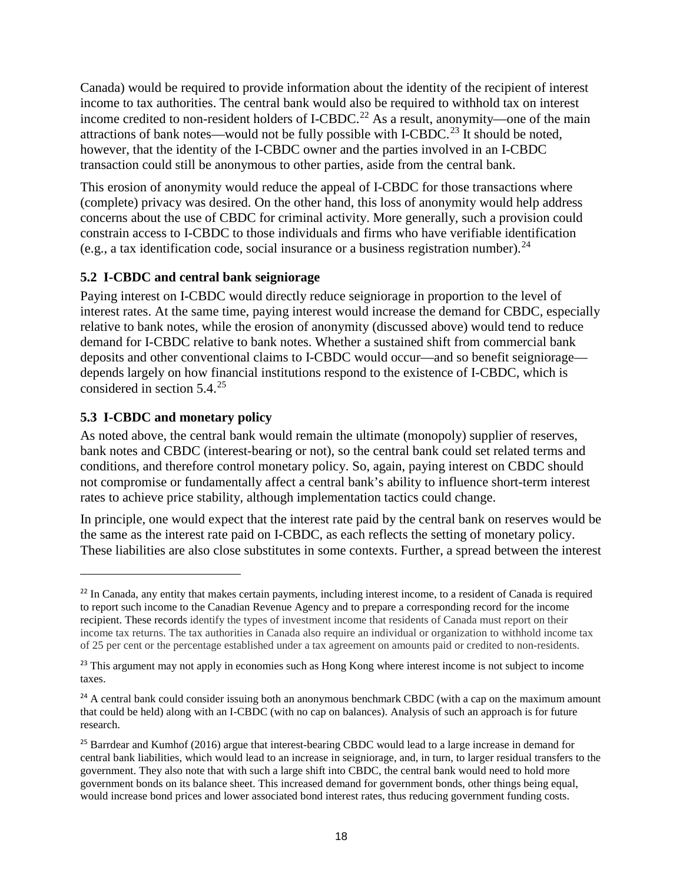Canada) would be required to provide information about the identity of the recipient of interest income to tax authorities. The central bank would also be required to withhold tax on interest income credited to non-resident holders of I-CBDC.[22] As a result, anonymity—one of the main attractions of bank notes—would not be fully possible with I-CBDC.[23] It should be noted, however, that the identity of the I-CBDC owner and the parties involved in an I-CBDC transaction could still be anonymous to other parties, aside from the central bank.

This erosion of anonymity would reduce the appeal of I-CBDC for those transactions where (complete) privacy was desired. On the other hand, this loss of anonymity would help address concerns about the use of CBDC for criminal activity. More generally, such a provision could constrain access to I-CBDC to those individuals and firms who have verifiable identification (e.g., a tax identification code, social insurance or a business registration number).[24]

### 5.2 I-CBDC and central bank seigniorage

Paying interest on I-CBDC would directly reduce seigniorage in proportion to the level of interest rates. At the same time, paying interest would increase the demand for CBDC, especially relative to bank notes, while the erosion of anonymity (discussed above) would tend to reduce demand for I-CBDC relative to bank notes. Whether a sustained shift from commercial bank deposits and other conventional claims to I-CBDC would occur—and so benefit seigniorage—depends largely on how financial institutions respond to the existence of I-CBDC, which is considered in section 5.4.[25]

### 5.3 I-CBDC and monetary policy

As noted above, the central bank would remain the ultimate (monopoly) supplier of reserves, bank notes and CBDC (interest-bearing or not), so the central bank could set related terms and conditions, and therefore control monetary policy. So, again, paying interest on CBDC should not compromise or fundamentally affect a central bank's ability to influence short-term interest rates to achieve price stability, although implementation tactics could change.

In principle, one would expect that the interest rate paid by the central bank on reserves would be the same as the interest rate paid on I-CBDC, as each reflects the setting of monetary policy. These liabilities are also close substitutes in some contexts. Further, a spread between the interest

---

[22] In Canada, any entity that makes certain payments, including interest income, to a resident of Canada is required to report such income to the Canadian Revenue Agency and to prepare a corresponding record for the income recipient. These records identify the types of investment income that residents of Canada must report on their income tax returns. The tax authorities in Canada also require an individual or organization to withhold income tax of 25 per cent or the percentage established under a tax agreement on amounts paid or credited to non-residents.

[23] This argument may not apply in economies such as Hong Kong where interest income is not subject to income taxes.

[24] A central bank could consider issuing both an anonymous benchmark CBDC (with a cap on the maximum amount that could be held) along with an I-CBDC (with no cap on balances). Analysis of such an approach is for future research.

[25] Barrdear and Kumhof (2016) argue that interest-bearing CBDC would lead to a large increase in demand for central bank liabilities, which would lead to an increase in seigniorage, and, in turn, to larger residual transfers to the government. They also note that with such a large shift into CBDC, the central bank would need to hold more government bonds on its balance sheet. This increased demand for government bonds, other things being equal, would increase bond prices and lower associated bond interest rates, thus reducing government funding costs.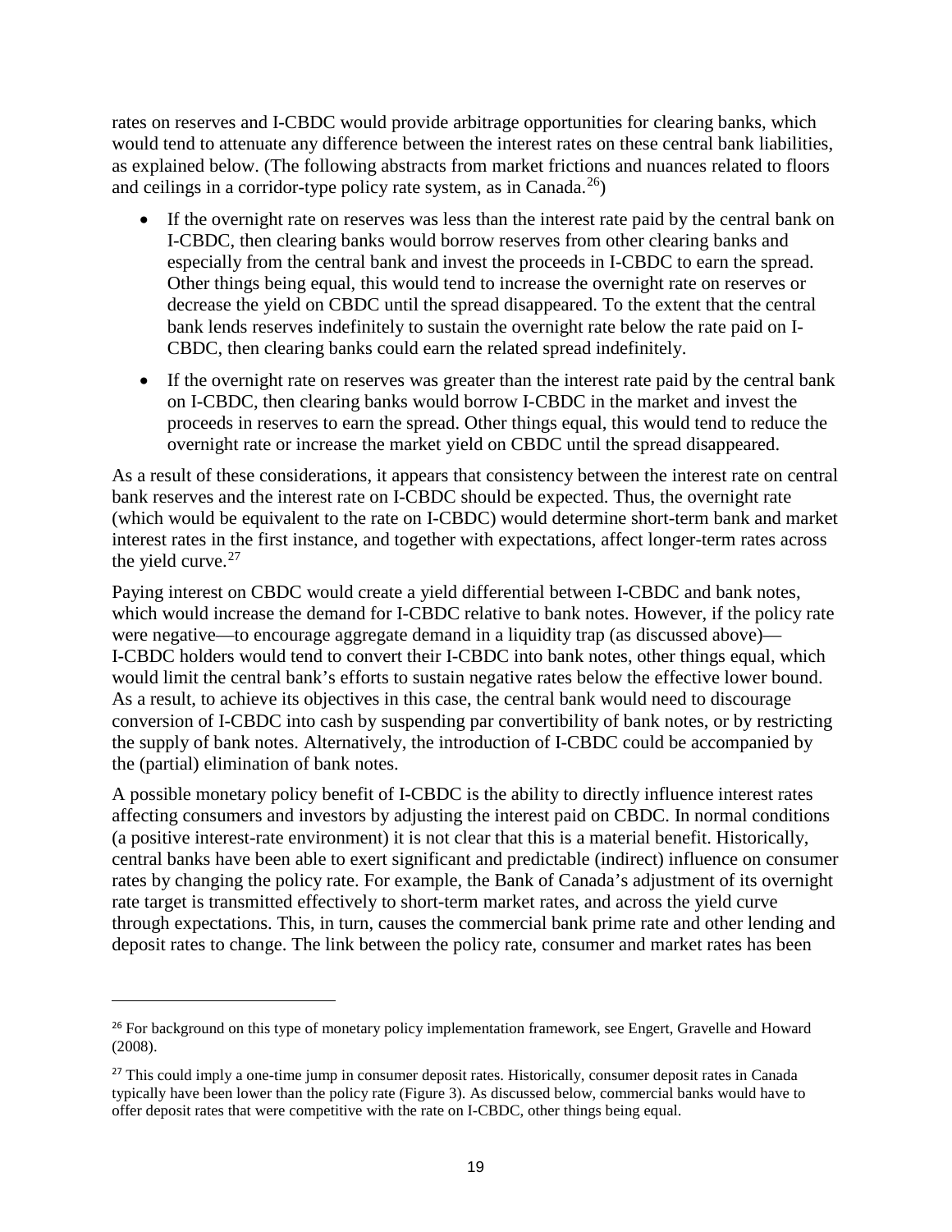rates on reserves and I-CBDC would provide arbitrage opportunities for clearing banks, which would tend to attenuate any difference between the interest rates on these central bank liabilities, as explained below. (The following abstracts from market frictions and nuances related to floors and ceilings in a corridor-type policy rate system, as in Canada.[26])

- If the overnight rate on reserves was less than the interest rate paid by the central bank on I-CBDC, then clearing banks would borrow reserves from other clearing banks and especially from the central bank and invest the proceeds in I-CBDC to earn the spread. Other things being equal, this would tend to increase the overnight rate on reserves or decrease the yield on CBDC until the spread disappeared. To the extent that the central bank lends reserves indefinitely to sustain the overnight rate below the rate paid on I-CBDC, then clearing banks could earn the related spread indefinitely.
- If the overnight rate on reserves was greater than the interest rate paid by the central bank on I-CBDC, then clearing banks would borrow I-CBDC in the market and invest the proceeds in reserves to earn the spread. Other things equal, this would tend to reduce the overnight rate or increase the market yield on CBDC until the spread disappeared.

As a result of these considerations, it appears that consistency between the interest rate on central bank reserves and the interest rate on I-CBDC should be expected. Thus, the overnight rate (which would be equivalent to the rate on I-CBDC) would determine short-term bank and market interest rates in the first instance, and together with expectations, affect longer-term rates across the yield curve.[27]

Paying interest on CBDC would create a yield differential between I-CBDC and bank notes, which would increase the demand for I-CBDC relative to bank notes. However, if the policy rate were negative—to encourage aggregate demand in a liquidity trap (as discussed above)—I-CBDC holders would tend to convert their I-CBDC into bank notes, other things equal, which would limit the central bank's efforts to sustain negative rates below the effective lower bound. As a result, to achieve its objectives in this case, the central bank would need to discourage conversion of I-CBDC into cash by suspending par convertibility of bank notes, or by restricting the supply of bank notes. Alternatively, the introduction of I-CBDC could be accompanied by the (partial) elimination of bank notes.

A possible monetary policy benefit of I-CBDC is the ability to directly influence interest rates affecting consumers and investors by adjusting the interest paid on CBDC. In normal conditions (a positive interest-rate environment) it is not clear that this is a material benefit. Historically, central banks have been able to exert significant and predictable (indirect) influence on consumer rates by changing the policy rate. For example, the Bank of Canada's adjustment of its overnight rate target is transmitted effectively to short-term market rates, and across the yield curve through expectations. This, in turn, causes the commercial bank prime rate and other lending and deposit rates to change. The link between the policy rate, consumer and market rates has been

---

[26] For background on this type of monetary policy implementation framework, see Engert, Gravelle and Howard (2008).

[27] This could imply a one-time jump in consumer deposit rates. Historically, consumer deposit rates in Canada typically have been lower than the policy rate (Figure 3). As discussed below, commercial banks would have to offer deposit rates that were competitive with the rate on I-CBDC, other things being equal.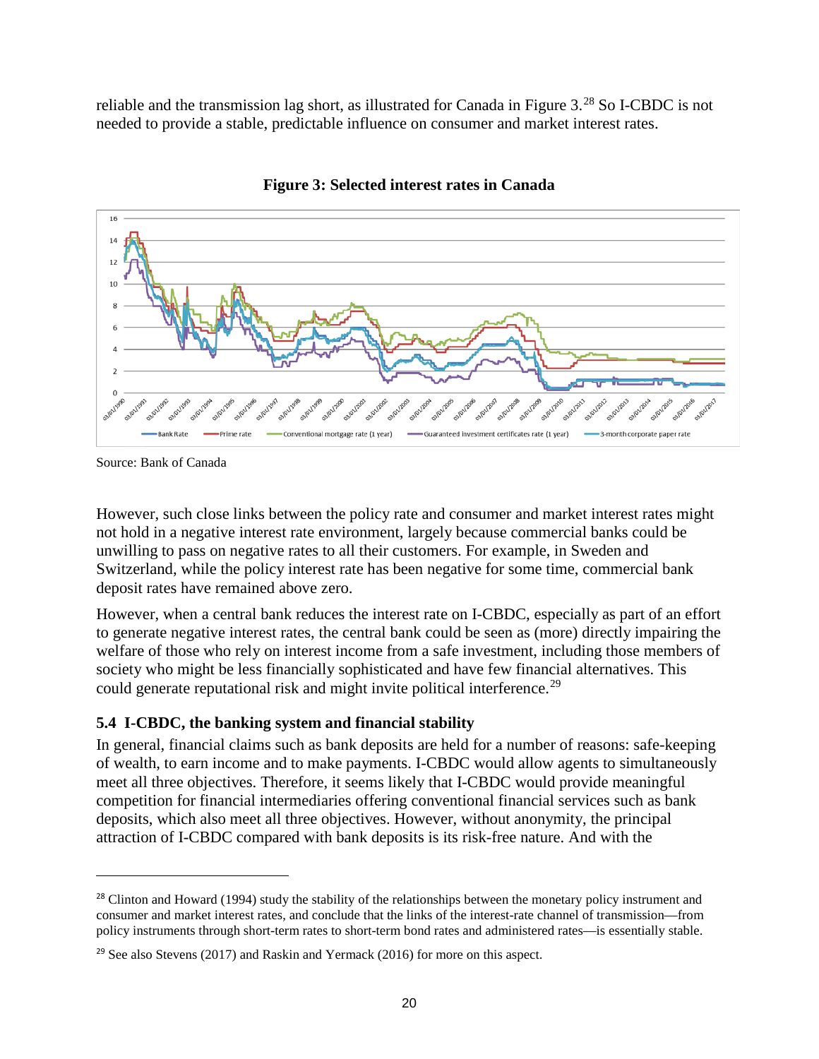reliable and the transmission lag short, as illustrated for Canada in Figure 3.[28] So I-CBDC is not needed to provide a stable, predictable influence on consumer and market interest rates.

**Figure 3: Selected interest rates in Canada**

Source: Bank of Canada

However, such close links between the policy rate and consumer and market interest rates might not hold in a negative interest rate environment, largely because commercial banks could be unwilling to pass on negative rates to all their customers. For example, in Sweden and Switzerland, while the policy interest rate has been negative for some time, commercial bank deposit rates have remained above zero.

However, when a central bank reduces the interest rate on I-CBDC, especially as part of an effort to generate negative interest rates, the central bank could be seen as (more) directly impairing the welfare of those who rely on interest income from a safe investment, including those members of society who might be less financially sophisticated and have few financial alternatives. This could generate reputational risk and might invite political interference.[29]

### 5.4 I-CBDC, the banking system and financial stability

In general, financial claims such as bank deposits are held for a number of reasons: safe-keeping of wealth, to earn income and to make payments. I-CBDC would allow agents to simultaneously meet all three objectives. Therefore, it seems likely that I-CBDC would provide meaningful competition for financial intermediaries offering conventional financial services such as bank deposits, which also meet all three objectives. However, without anonymity, the principal attraction of I-CBDC compared with bank deposits is its risk-free nature. And with the

---

[28] Clinton and Howard (1994) study the stability of the relationships between the monetary policy instrument and consumer and market interest rates, and conclude that the links of the interest-rate channel of transmission—from policy instruments through short-term rates to short-term bond rates and administered rates—is essentially stable.

[29] See also Stevens (2017) and Raskin and Yermack (2016) for more on this aspect.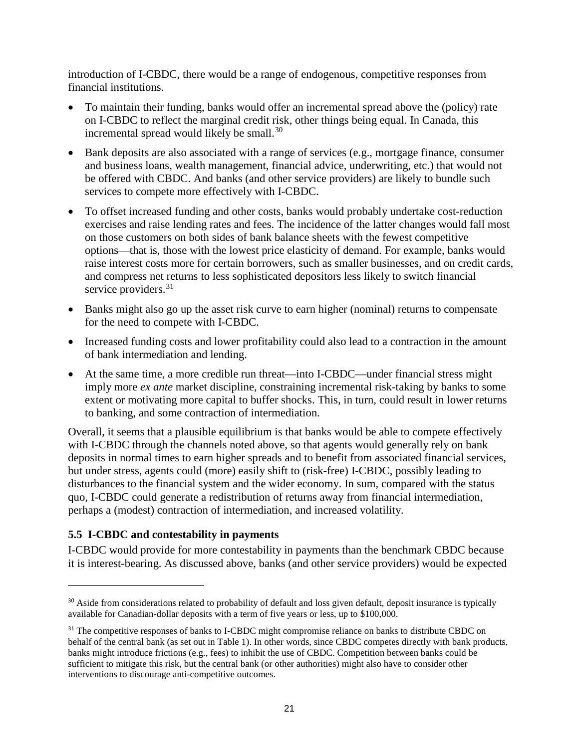introduction of I-CBDC, there would be a range of endogenous, competitive responses from financial institutions.

- To maintain their funding, banks would offer an incremental spread above the (policy) rate on I-CBDC to reflect the marginal credit risk, other things being equal. In Canada, this incremental spread would likely be small.[30]
- Bank deposits are also associated with a range of services (e.g., mortgage finance, consumer and business loans, wealth management, financial advice, underwriting, etc.) that would not be offered with CBDC. And banks (and other service providers) are likely to bundle such services to compete more effectively with I-CBDC.
- To offset increased funding and other costs, banks would probably undertake cost-reduction exercises and raise lending rates and fees. The incidence of the latter changes would fall most on those customers on both sides of bank balance sheets with the fewest competitive options—that is, those with the lowest price elasticity of demand. For example, banks would raise interest costs more for certain borrowers, such as smaller businesses, and on credit cards, and compress net returns to less sophisticated depositors less likely to switch financial service providers.[31]
- Banks might also go up the asset risk curve to earn higher (nominal) returns to compensate for the need to compete with I-CBDC.
- Increased funding costs and lower profitability could also lead to a contraction in the amount of bank intermediation and lending.
- At the same time, a more credible run threat—into I-CBDC—under financial stress might imply more *ex ante* market discipline, constraining incremental risk-taking by banks to some extent or motivating more capital to buffer shocks. This, in turn, could result in lower returns to banking, and some contraction of intermediation.

Overall, it seems that a plausible equilibrium is that banks would be able to compete effectively with I-CBDC through the channels noted above, so that agents would generally rely on bank deposits in normal times to earn higher spreads and to benefit from associated financial services, but under stress, agents could (more) easily shift to (risk-free) I-CBDC, possibly leading to disturbances to the financial system and the wider economy. In sum, compared with the status quo, I-CBDC could generate a redistribution of returns away from financial intermediation, perhaps a (modest) contraction of intermediation, and increased volatility.

### 5.5 I-CBDC and contestability in payments

I-CBDC would provide for more contestability in payments than the benchmark CBDC because it is interest-bearing. As discussed above, banks (and other service providers) would be expected

---

[30] Aside from considerations related to probability of default and loss given default, deposit insurance is typically available for Canadian-dollar deposits with a term of five years or less, up to $100,000.

[31] The competitive responses of banks to I-CBDC might compromise reliance on banks to distribute CBDC on behalf of the central bank (as set out in Table 1). In other words, since CBDC competes directly with bank products, banks might introduce frictions (e.g., fees) to inhibit the use of CBDC. Competition between banks could be sufficient to mitigate this risk, but the central bank (or other authorities) might also have to consider other interventions to discourage anti-competitive outcomes.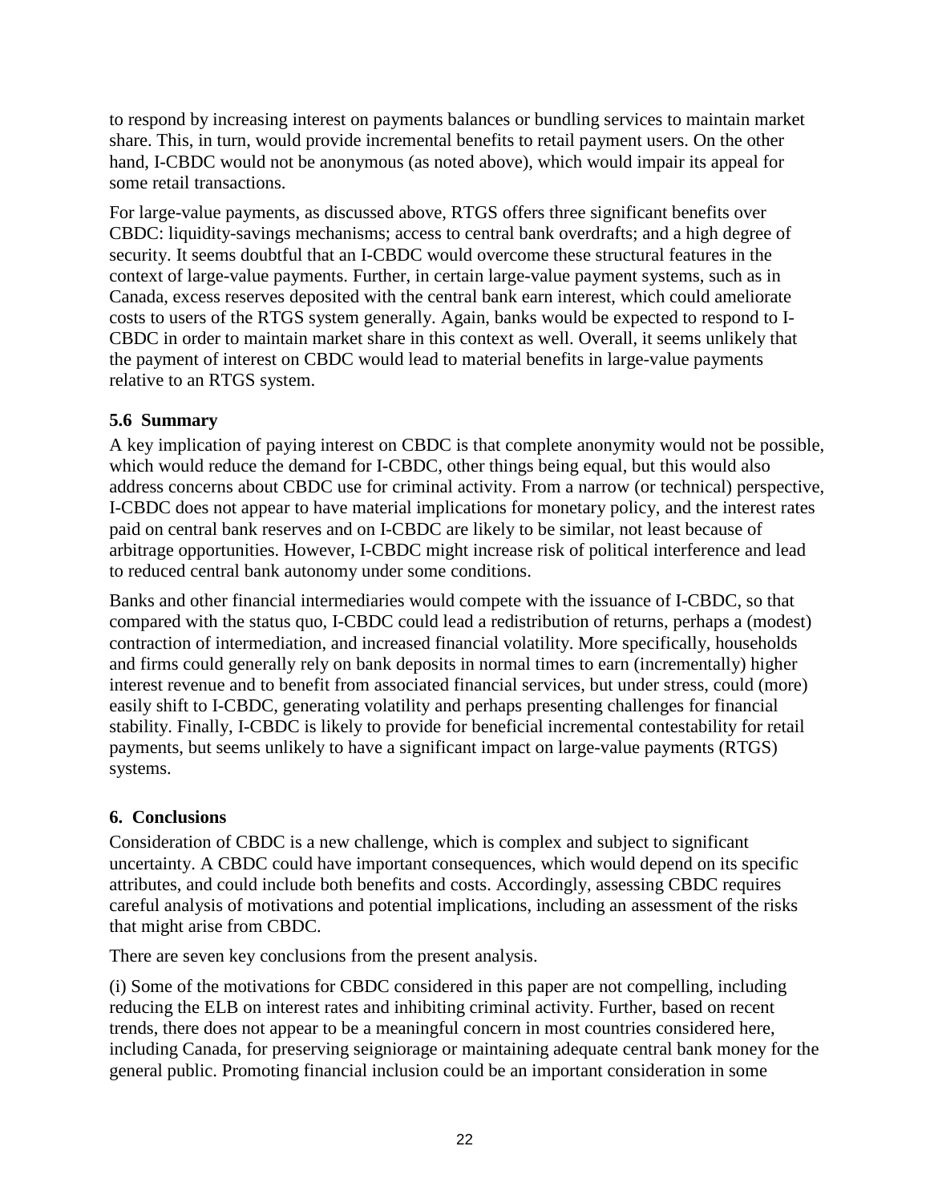to respond by increasing interest on payments balances or bundling services to maintain market share. This, in turn, would provide incremental benefits to retail payment users. On the other hand, I-CBDC would not be anonymous (as noted above), which would impair its appeal for some retail transactions.

For large-value payments, as discussed above, RTGS offers three significant benefits over CBDC: liquidity-savings mechanisms; access to central bank overdrafts; and a high degree of security. It seems doubtful that an I-CBDC would overcome these structural features in the context of large-value payments. Further, in certain large-value payment systems, such as in Canada, excess reserves deposited with the central bank earn interest, which could ameliorate costs to users of the RTGS system generally. Again, banks would be expected to respond to I-CBDC in order to maintain market share in this context as well. Overall, it seems unlikely that the payment of interest on CBDC would lead to material benefits in large-value payments relative to an RTGS system.

### 5.6 Summary

A key implication of paying interest on CBDC is that complete anonymity would not be possible, which would reduce the demand for I-CBDC, other things being equal, but this would also address concerns about CBDC use for criminal activity. From a narrow (or technical) perspective, I-CBDC does not appear to have material implications for monetary policy, and the interest rates paid on central bank reserves and on I-CBDC are likely to be similar, not least because of arbitrage opportunities. However, I-CBDC might increase risk of political interference and lead to reduced central bank autonomy under some conditions.

Banks and other financial intermediaries would compete with the issuance of I-CBDC, so that compared with the status quo, I-CBDC could lead a redistribution of returns, perhaps a (modest) contraction of intermediation, and increased financial volatility. More specifically, households and firms could generally rely on bank deposits in normal times to earn (incrementally) higher interest revenue and to benefit from associated financial services, but under stress, could (more) easily shift to I-CBDC, generating volatility and perhaps presenting challenges for financial stability. Finally, I-CBDC is likely to provide for beneficial incremental contestability for retail payments, but seems unlikely to have a significant impact on large-value payments (RTGS) systems.

## 6. Conclusions

Consideration of CBDC is a new challenge, which is complex and subject to significant uncertainty. A CBDC could have important consequences, which would depend on its specific attributes, and could include both benefits and costs. Accordingly, assessing CBDC requires careful analysis of motivations and potential implications, including an assessment of the risks that might arise from CBDC.

There are seven key conclusions from the present analysis.

(i) Some of the motivations for CBDC considered in this paper are not compelling, including reducing the ELB on interest rates and inhibiting criminal activity. Further, based on recent trends, there does not appear to be a meaningful concern in most countries considered here, including Canada, for preserving seigniorage or maintaining adequate central bank money for the general public. Promoting financial inclusion could be an important consideration in some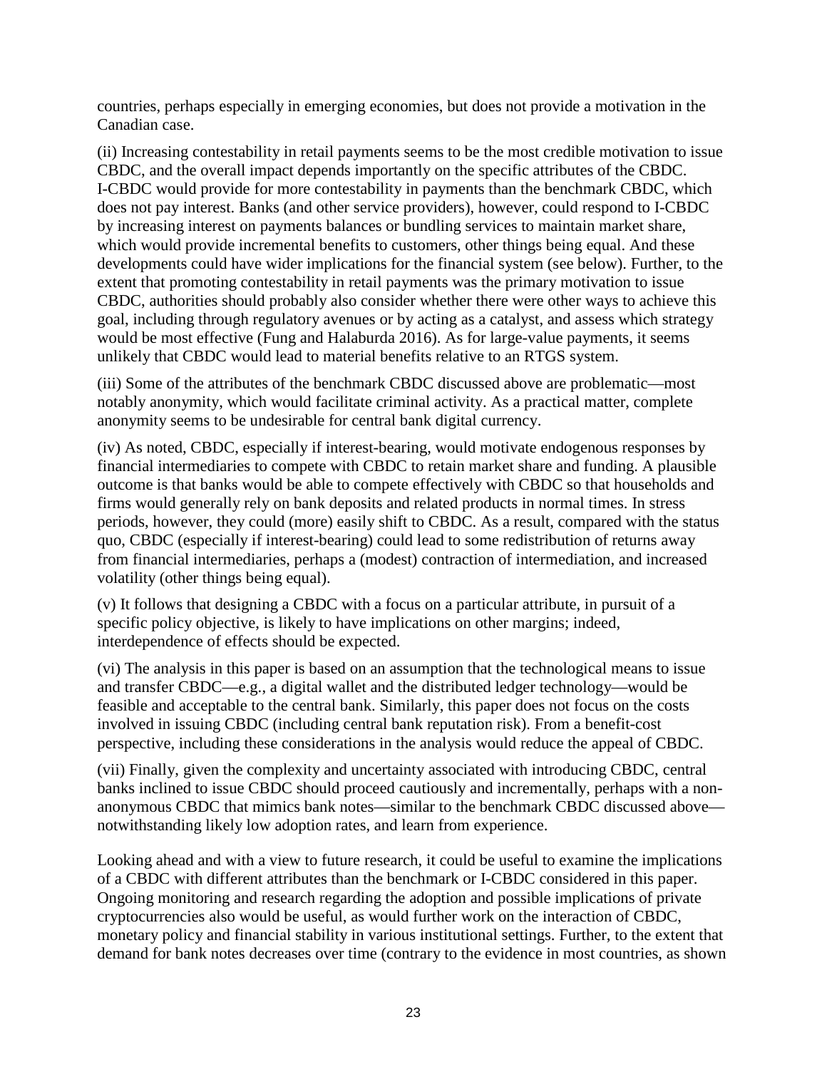countries, perhaps especially in emerging economies, but does not provide a motivation in the Canadian case.

(ii) Increasing contestability in retail payments seems to be the most credible motivation to issue CBDC, and the overall impact depends importantly on the specific attributes of the CBDC. I-CBDC would provide for more contestability in payments than the benchmark CBDC, which does not pay interest. Banks (and other service providers), however, could respond to I-CBDC by increasing interest on payments balances or bundling services to maintain market share, which would provide incremental benefits to customers, other things being equal. And these developments could have wider implications for the financial system (see below). Further, to the extent that promoting contestability in retail payments was the primary motivation to issue CBDC, authorities should probably also consider whether there were other ways to achieve this goal, including through regulatory avenues or by acting as a catalyst, and assess which strategy would be most effective (Fung and Halaburda 2016). As for large-value payments, it seems unlikely that CBDC would lead to material benefits relative to an RTGS system.

(iii) Some of the attributes of the benchmark CBDC discussed above are problematic—most notably anonymity, which would facilitate criminal activity. As a practical matter, complete anonymity seems to be undesirable for central bank digital currency.

(iv) As noted, CBDC, especially if interest-bearing, would motivate endogenous responses by financial intermediaries to compete with CBDC to retain market share and funding. A plausible outcome is that banks would be able to compete effectively with CBDC so that households and firms would generally rely on bank deposits and related products in normal times. In stress periods, however, they could (more) easily shift to CBDC. As a result, compared with the status quo, CBDC (especially if interest-bearing) could lead to some redistribution of returns away from financial intermediaries, perhaps a (modest) contraction of intermediation, and increased volatility (other things being equal).

(v) It follows that designing a CBDC with a focus on a particular attribute, in pursuit of a specific policy objective, is likely to have implications on other margins; indeed, interdependence of effects should be expected.

(vi) The analysis in this paper is based on an assumption that the technological means to issue and transfer CBDC—e.g., a digital wallet and the distributed ledger technology—would be feasible and acceptable to the central bank. Similarly, this paper does not focus on the costs involved in issuing CBDC (including central bank reputation risk). From a benefit-cost perspective, including these considerations in the analysis would reduce the appeal of CBDC.

(vii) Finally, given the complexity and uncertainty associated with introducing CBDC, central banks inclined to issue CBDC should proceed cautiously and incrementally, perhaps with a non-anonymous CBDC that mimics bank notes—similar to the benchmark CBDC discussed above—notwithstanding likely low adoption rates, and learn from experience.

Looking ahead and with a view to future research, it could be useful to examine the implications of a CBDC with different attributes than the benchmark or I-CBDC considered in this paper. Ongoing monitoring and research regarding the adoption and possible implications of private cryptocurrencies also would be useful, as would further work on the interaction of CBDC, monetary policy and financial stability in various institutional settings. Further, to the extent that demand for bank notes decreases over time (contrary to the evidence in most countries, as shown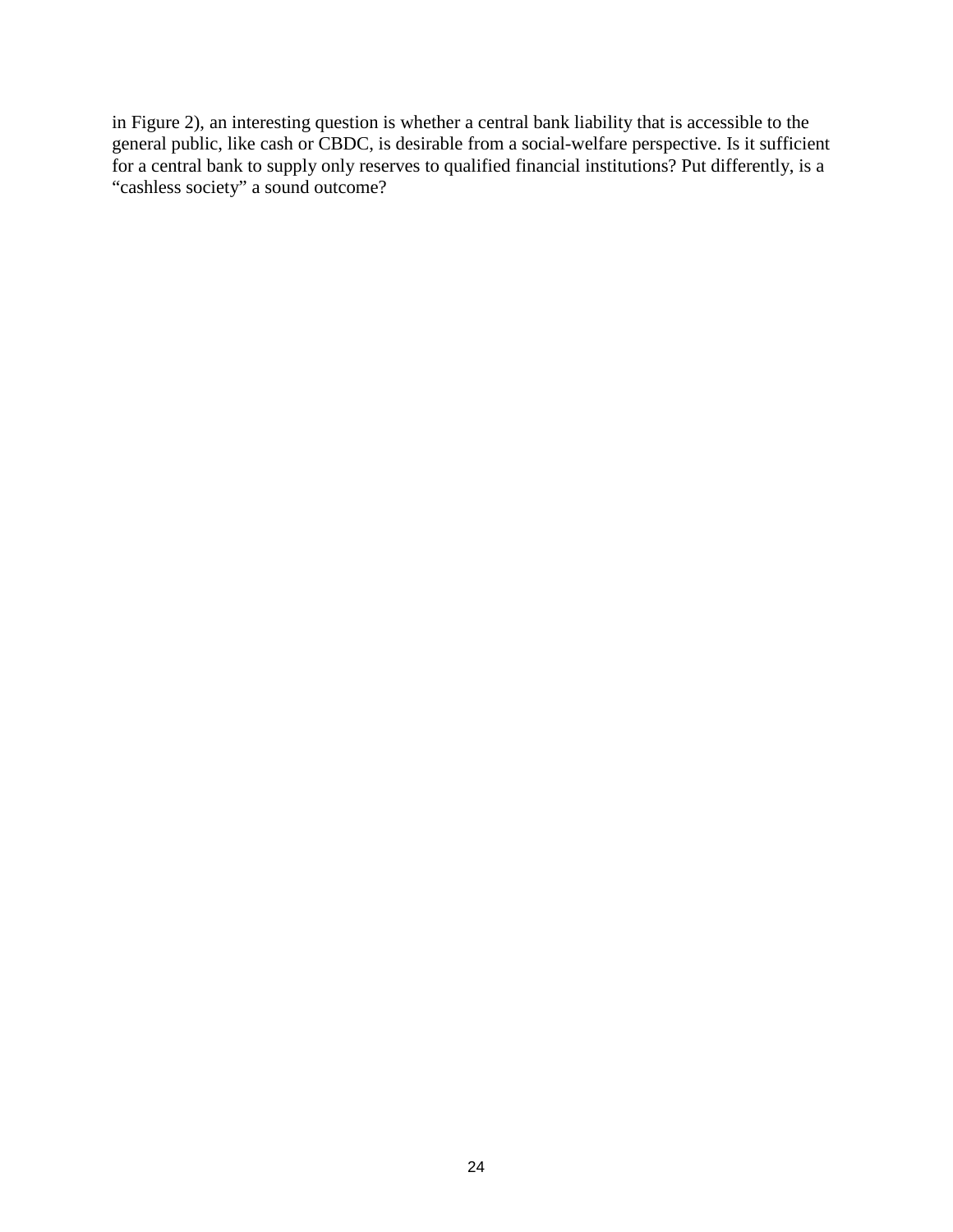in Figure 2), an interesting question is whether a central bank liability that is accessible to the general public, like cash or CBDC, is desirable from a social-welfare perspective. Is it sufficient for a central bank to supply only reserves to qualified financial institutions? Put differently, is a "cashless society" a sound outcome?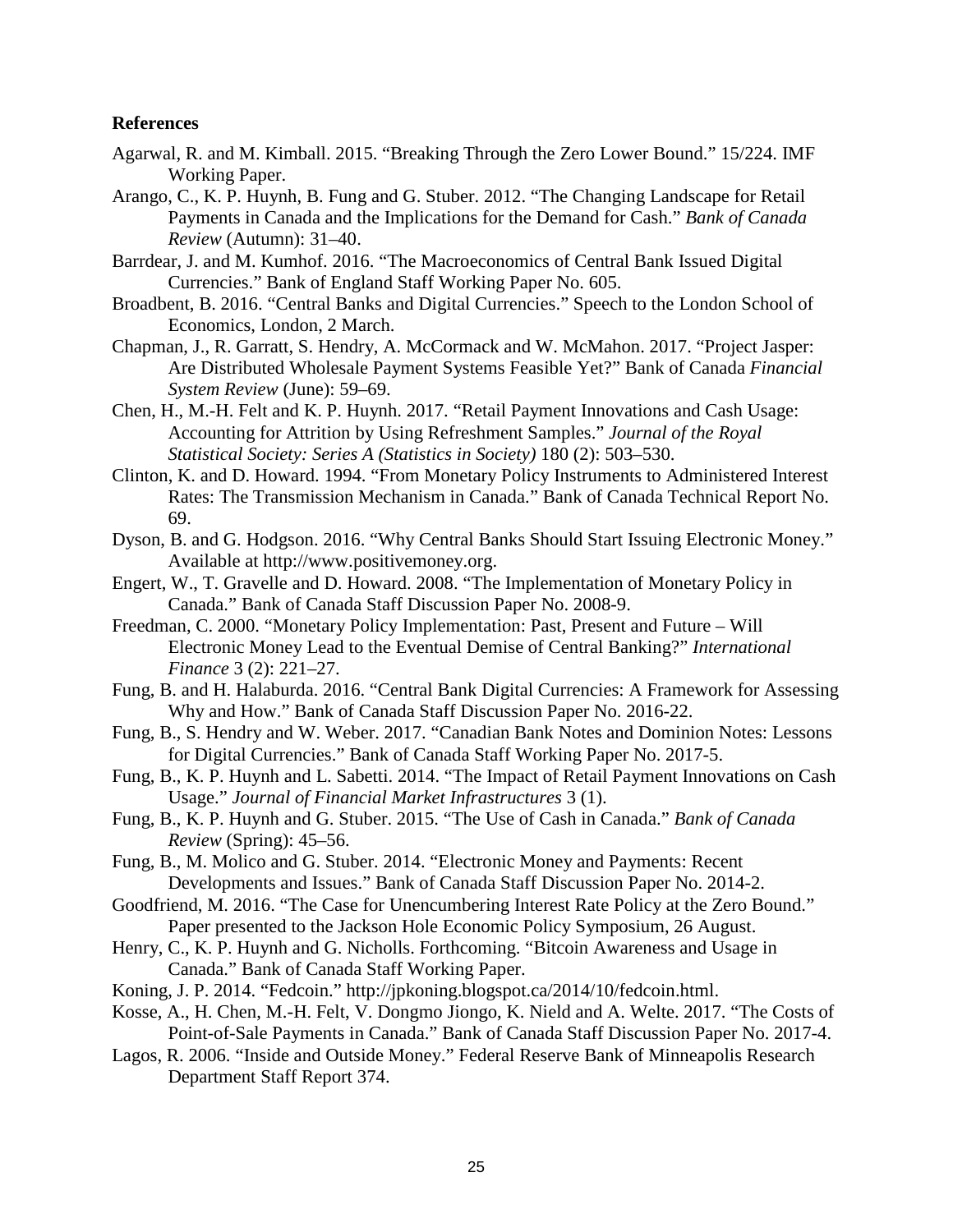## References

Agarwal, R. and M. Kimball. 2015. "Breaking Through the Zero Lower Bound." 15/224. IMF Working Paper.

Arango, C., K. P. Huynh, B. Fung and G. Stuber. 2012. "The Changing Landscape for Retail Payments in Canada and the Implications for the Demand for Cash." *Bank of Canada Review* (Autumn): 31–40.

Barrdear, J. and M. Kumhof. 2016. "The Macroeconomics of Central Bank Issued Digital Currencies." Bank of England Staff Working Paper No. 605.

Broadbent, B. 2016. "Central Banks and Digital Currencies." Speech to the London School of Economics, London, 2 March.

Chapman, J., R. Garratt, S. Hendry, A. McCormack and W. McMahon. 2017. "Project Jasper: Are Distributed Wholesale Payment Systems Feasible Yet?" Bank of Canada *Financial System Review* (June): 59–69.

Chen, H., M.-H. Felt and K. P. Huynh. 2017. "Retail Payment Innovations and Cash Usage: Accounting for Attrition by Using Refreshment Samples." *Journal of the Royal Statistical Society: Series A (Statistics in Society)* 180 (2): 503–530.

Clinton, K. and D. Howard. 1994. "From Monetary Policy Instruments to Administered Interest Rates: The Transmission Mechanism in Canada." Bank of Canada Technical Report No. 69.

Dyson, B. and G. Hodgson. 2016. "Why Central Banks Should Start Issuing Electronic Money." Available at http://www.positivemoney.org.

Engert, W., T. Gravelle and D. Howard. 2008. "The Implementation of Monetary Policy in Canada." Bank of Canada Staff Discussion Paper No. 2008-9.

Freedman, C. 2000. "Monetary Policy Implementation: Past, Present and Future – Will Electronic Money Lead to the Eventual Demise of Central Banking?" *International Finance* 3 (2): 221–27.

Fung, B. and H. Halaburda. 2016. "Central Bank Digital Currencies: A Framework for Assessing Why and How." Bank of Canada Staff Discussion Paper No. 2016-22.

Fung, B., S. Hendry and W. Weber. 2017. "Canadian Bank Notes and Dominion Notes: Lessons for Digital Currencies." Bank of Canada Staff Working Paper No. 2017-5.

Fung, B., K. P. Huynh and L. Sabetti. 2014. "The Impact of Retail Payment Innovations on Cash Usage." *Journal of Financial Market Infrastructures* 3 (1).

Fung, B., K. P. Huynh and G. Stuber. 2015. "The Use of Cash in Canada." *Bank of Canada Review* (Spring): 45–56.

Fung, B., M. Molico and G. Stuber. 2014. "Electronic Money and Payments: Recent Developments and Issues." Bank of Canada Staff Discussion Paper No. 2014-2.

Goodfriend, M. 2016. "The Case for Unencumbering Interest Rate Policy at the Zero Bound." Paper presented to the Jackson Hole Economic Policy Symposium, 26 August.

Henry, C., K. P. Huynh and G. Nicholls. Forthcoming. "Bitcoin Awareness and Usage in Canada." Bank of Canada Staff Working Paper.

Koning, J. P. 2014. "Fedcoin." http://jpkoning.blogspot.ca/2014/10/fedcoin.html.

Kosse, A., H. Chen, M.-H. Felt, V. Dongmo Jiongo, K. Nield and A. Welte. 2017. "The Costs of Point-of-Sale Payments in Canada." Bank of Canada Staff Discussion Paper No. 2017-4.

Lagos, R. 2006. "Inside and Outside Money." Federal Reserve Bank of Minneapolis Research Department Staff Report 374.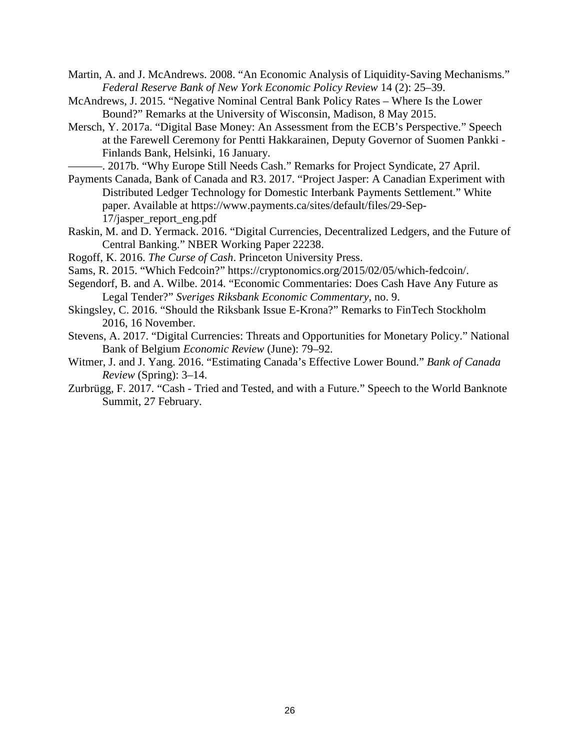Martin, A. and J. McAndrews. 2008. “An Economic Analysis of Liquidity-Saving Mechanisms.” *Federal Reserve Bank of New York Economic Policy Review* 14 (2): 25–39.

McAndrews, J. 2015. “Negative Nominal Central Bank Policy Rates – Where Is the Lower Bound?” Remarks at the University of Wisconsin, Madison, 8 May 2015.

Mersch, Y. 2017a. “Digital Base Money: An Assessment from the ECB’s Perspective.” Speech at the Farewell Ceremony for Pentti Hakkarainen, Deputy Governor of Suomen Pankki - Finlands Bank, Helsinki, 16 January.

———. 2017b. “Why Europe Still Needs Cash.” Remarks for Project Syndicate, 27 April.

Payments Canada, Bank of Canada and R3. 2017. “Project Jasper: A Canadian Experiment with Distributed Ledger Technology for Domestic Interbank Payments Settlement.” White paper. Available at https://www.payments.ca/sites/default/files/29-Sep-17/jasper_report_eng.pdf

Raskin, M. and D. Yermack. 2016. “Digital Currencies, Decentralized Ledgers, and the Future of Central Banking.” NBER Working Paper 22238.

Rogoff, K. 2016. *The Curse of Cash*. Princeton University Press.

Sams, R. 2015. “Which Fedcoin?” https://cryptonomics.org/2015/02/05/which-fedcoin/.

Segendorf, B. and A. Wilbe. 2014. “Economic Commentaries: Does Cash Have Any Future as Legal Tender?” *Sveriges Riksbank Economic Commentary*, no. 9.

Skingsley, C. 2016. “Should the Riksbank Issue E-Krona?” Remarks to FinTech Stockholm 2016, 16 November.

Stevens, A. 2017. “Digital Currencies: Threats and Opportunities for Monetary Policy.” National Bank of Belgium *Economic Review* (June): 79–92.

Witmer, J. and J. Yang. 2016. “Estimating Canada’s Effective Lower Bound.” *Bank of Canada Review* (Spring): 3–14.

Zurbrügg, F. 2017. “Cash - Tried and Tested, and with a Future.” Speech to the World Banknote Summit, 27 February.